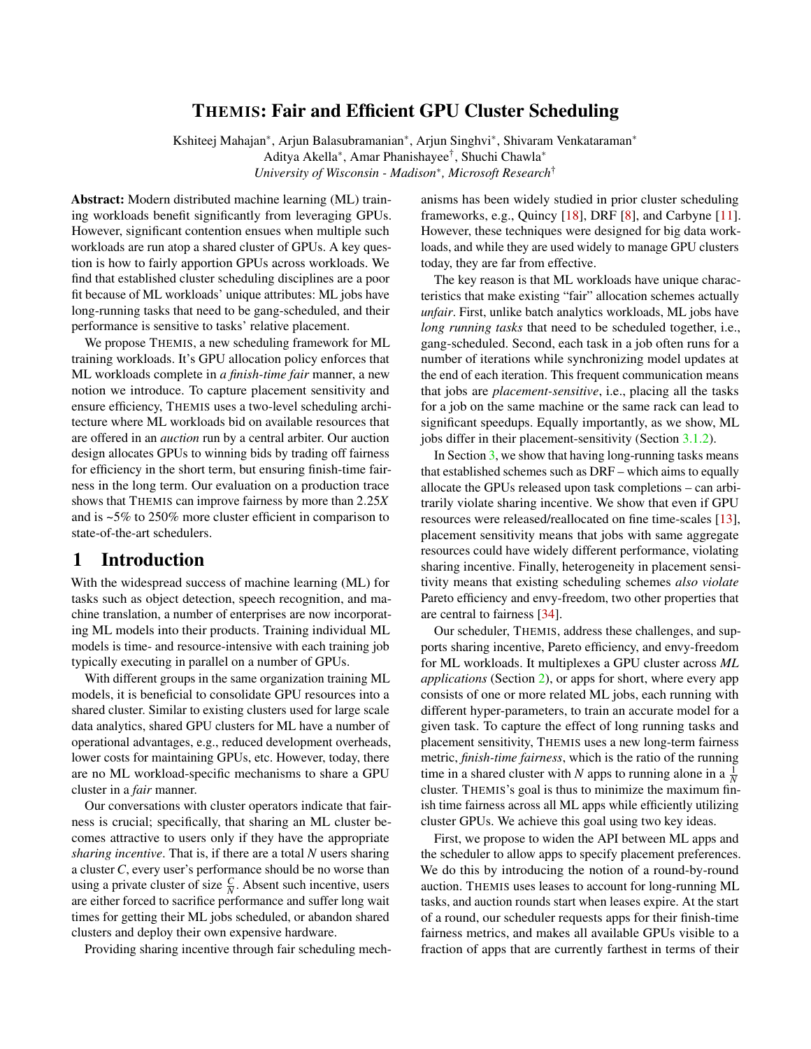# THEMIS: Fair and Efficient GPU Cluster Scheduling

Kshiteej Mahajan[\*], Arjun Balasubramanian[\*], Arjun Singhvi[\*], Shivaram Venkataraman[\*]
Aditya Akella[\*], Amar Phanishayee[†], Shuchi Chawla[\*]
*University of Wisconsin - Madison[\*], Microsoft Research[†]*

**Abstract:** Modern distributed machine learning (ML) training workloads benefit significantly from leveraging GPUs. However, significant contention ensues when multiple such workloads are run atop a shared cluster of GPUs. A key question is how to fairly apportion GPUs across workloads. We find that established cluster scheduling disciplines are a poor fit because of ML workloads' unique attributes: ML jobs have long-running tasks that need to be gang-scheduled, and their performance is sensitive to tasks' relative placement.

We propose THEMIS, a new scheduling framework for ML training workloads. It's GPU allocation policy enforces that ML workloads complete in *a finish-time fair* manner, a new notion we introduce. To capture placement sensitivity and ensure efficiency, THEMIS uses a two-level scheduling architecture where ML workloads bid on available resources that are offered in an *auction* run by a central arbiter. Our auction design allocates GPUs to winning bids by trading off fairness for efficiency in the short term, but ensuring finish-time fairness in the long term. Our evaluation on a production trace shows that THEMIS can improve fairness by more than 2.25*X* and is ~5% to 250% more cluster efficient in comparison to state-of-the-art schedulers.

## 1 Introduction

With the widespread success of machine learning (ML) for tasks such as object detection, speech recognition, and machine translation, a number of enterprises are now incorporating ML models into their products. Training individual ML models is time- and resource-intensive with each training job typically executing in parallel on a number of GPUs.

With different groups in the same organization training ML models, it is beneficial to consolidate GPU resources into a shared cluster. Similar to existing clusters used for large scale data analytics, shared GPU clusters for ML have a number of operational advantages, e.g., reduced development overheads, lower costs for maintaining GPUs, etc. However, today, there are no ML workload-specific mechanisms to share a GPU cluster in a *fair* manner.

Our conversations with cluster operators indicate that fairness is crucial; specifically, that sharing an ML cluster becomes attractive to users only if they have the appropriate *sharing incentive*. That is, if there are a total *N* users sharing a cluster *C*, every user's performance should be no worse than using a private cluster of size $\frac{C}{N}$. Absent such incentive, users are either forced to sacrifice performance and suffer long wait times for getting their ML jobs scheduled, or abandon shared clusters and deploy their own expensive hardware.

Providing sharing incentive through fair scheduling mechanisms has been widely studied in prior cluster scheduling frameworks, e.g., Quincy [18], DRF [8], and Carbyne [11]. However, these techniques were designed for big data workloads, and while they are used widely to manage GPU clusters today, they are far from effective.

The key reason is that ML workloads have unique characteristics that make existing "fair" allocation schemes actually *unfair*. First, unlike batch analytics workloads, ML jobs have *long running tasks* that need to be scheduled together, i.e., gang-scheduled. Second, each task in a job often runs for a number of iterations while synchronizing model updates at the end of each iteration. This frequent communication means that jobs are *placement-sensitive*, i.e., placing all the tasks for a job on the same machine or the same rack can lead to significant speedups. Equally importantly, as we show, ML jobs differ in their placement-sensitivity (Section 3.1.2).

In Section 3, we show that having long-running tasks means that established schemes such as DRF – which aims to equally allocate the GPUs released upon task completions – can arbitrarily violate sharing incentive. We show that even if GPU resources were released/reallocated on fine time-scales [13], placement sensitivity means that jobs with same aggregate resources could have widely different performance, violating sharing incentive. Finally, heterogeneity in placement sensitivity means that existing scheduling schemes *also violate* Pareto efficiency and envy-freedom, two other properties that are central to fairness [34].

Our scheduler, THEMIS, address these challenges, and supports sharing incentive, Pareto efficiency, and envy-freedom for ML workloads. It multiplexes a GPU cluster across *ML applications* (Section 2), or apps for short, where every app consists of one or more related ML jobs, each running with different hyper-parameters, to train an accurate model for a given task. To capture the effect of long running tasks and placement sensitivity, THEMIS uses a new long-term fairness metric, *finish-time fairness*, which is the ratio of the running time in a shared cluster with *N* apps to running alone in a $\frac{1}{N}$ cluster. THEMIS's goal is thus to minimize the maximum finish time fairness across all ML apps while efficiently utilizing cluster GPUs. We achieve this goal using two key ideas.

First, we propose to widen the API between ML apps and the scheduler to allow apps to specify placement preferences. We do this by introducing the notion of a round-by-round auction. THEMIS uses leases to account for long-running ML tasks, and auction rounds start when leases expire. At the start of a round, our scheduler requests apps for their finish-time fairness metrics, and makes all available GPUs visible to a fraction of apps that are currently farthest in terms of their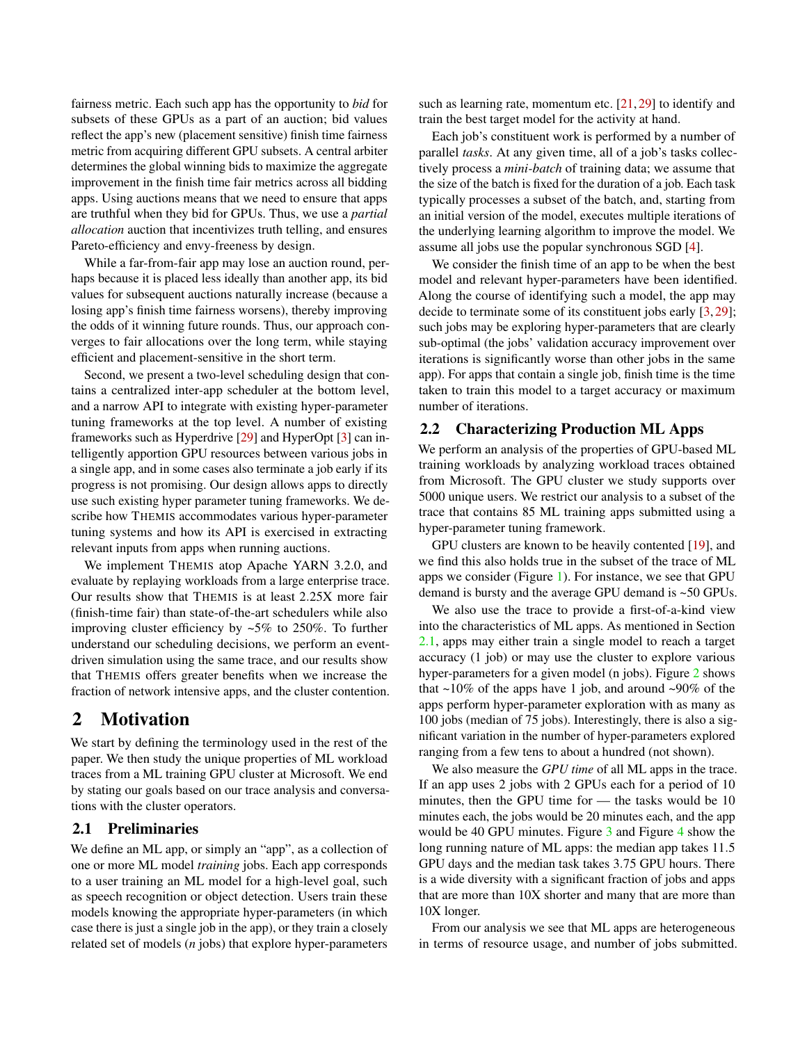fairness metric. Each such app has the opportunity to *bid* for subsets of these GPUs as a part of an auction; bid values reflect the app's new (placement sensitive) finish time fairness metric from acquiring different GPU subsets. A central arbiter determines the global winning bids to maximize the aggregate improvement in the finish time fair metrics across all bidding apps. Using auctions means that we need to ensure that apps are truthful when they bid for GPUs. Thus, we use a *partial allocation* auction that incentivizes truth telling, and ensures Pareto-efficiency and envy-freeness by design.

While a far-from-fair app may lose an auction round, perhaps because it is placed less ideally than another app, its bid values for subsequent auctions naturally increase (because a losing app's finish time fairness worsens), thereby improving the odds of it winning future rounds. Thus, our approach converges to fair allocations over the long term, while staying efficient and placement-sensitive in the short term.

Second, we present a two-level scheduling design that contains a centralized inter-app scheduler at the bottom level, and a narrow API to integrate with existing hyper-parameter tuning frameworks at the top level. A number of existing frameworks such as Hyperdrive [29] and HyperOpt [3] can intelligently apportion GPU resources between various jobs in a single app, and in some cases also terminate a job early if its progress is not promising. Our design allows apps to directly use such existing hyper parameter tuning frameworks. We describe how THEMIS accommodates various hyper-parameter tuning systems and how its API is exercised in extracting relevant inputs from apps when running auctions.

We implement THEMIS atop Apache YARN 3.2.0, and evaluate by replaying workloads from a large enterprise trace. Our results show that THEMIS is at least 2.25X more fair (finish-time fair) than state-of-the-art schedulers while also improving cluster efficiency by ~5% to 250%. To further understand our scheduling decisions, we perform an event-driven simulation using the same trace, and our results show that THEMIS offers greater benefits when we increase the fraction of network intensive apps, and the cluster contention.

# 2 Motivation

We start by defining the terminology used in the rest of the paper. We then study the unique properties of ML workload traces from a ML training GPU cluster at Microsoft. We end by stating our goals based on our trace analysis and conversations with the cluster operators.

## 2.1 Preliminaries

We define an ML app, or simply an "app", as a collection of one or more ML model *training* jobs. Each app corresponds to a user training an ML model for a high-level goal, such as speech recognition or object detection. Users train these models knowing the appropriate hyper-parameters (in which case there is just a single job in the app), or they train a closely related set of models ($n$ jobs) that explore hyper-parameters such as learning rate, momentum etc. [21, 29] to identify and train the best target model for the activity at hand.

Each job's constituent work is performed by a number of parallel *tasks*. At any given time, all of a job's tasks collectively process a *mini-batch* of training data; we assume that the size of the batch is fixed for the duration of a job. Each task typically processes a subset of the batch, and, starting from an initial version of the model, executes multiple iterations of the underlying learning algorithm to improve the model. We assume all jobs use the popular synchronous SGD [4].

We consider the finish time of an app to be when the best model and relevant hyper-parameters have been identified. Along the course of identifying such a model, the app may decide to terminate some of its constituent jobs early [3, 29]; such jobs may be exploring hyper-parameters that are clearly sub-optimal (the jobs' validation accuracy improvement over iterations is significantly worse than other jobs in the same app). For apps that contain a single job, finish time is the time taken to train this model to a target accuracy or maximum number of iterations.

## 2.2 Characterizing Production ML Apps

We perform an analysis of the properties of GPU-based ML training workloads by analyzing workload traces obtained from Microsoft. The GPU cluster we study supports over 5000 unique users. We restrict our analysis to a subset of the trace that contains 85 ML training apps submitted using a hyper-parameter tuning framework.

GPU clusters are known to be heavily contented [19], and we find this also holds true in the subset of the trace of ML apps we consider (Figure 1). For instance, we see that GPU demand is bursty and the average GPU demand is ~50 GPUs.

We also use the trace to provide a first-of-a-kind view into the characteristics of ML apps. As mentioned in Section 2.1, apps may either train a single model to reach a target accuracy (1 job) or may use the cluster to explore various hyper-parameters for a given model (n jobs). Figure 2 shows that ~10% of the apps have 1 job, and around ~90% of the apps perform hyper-parameter exploration with as many as 100 jobs (median of 75 jobs). Interestingly, there is also a significant variation in the number of hyper-parameters explored ranging from a few tens to about a hundred (not shown).

We also measure the *GPU time* of all ML apps in the trace. If an app uses 2 jobs with 2 GPUs each for a period of 10 minutes, then the GPU time for — the tasks would be 10 minutes each, the jobs would be 20 minutes each, and the app would be 40 GPU minutes. Figure 3 and Figure 4 show the long running nature of ML apps: the median app takes 11.5 GPU days and the median task takes 3.75 GPU hours. There is a wide diversity with a significant fraction of jobs and apps that are more than 10X shorter and many that are more than 10X longer.

From our analysis we see that ML apps are heterogeneous in terms of resource usage, and number of jobs submitted.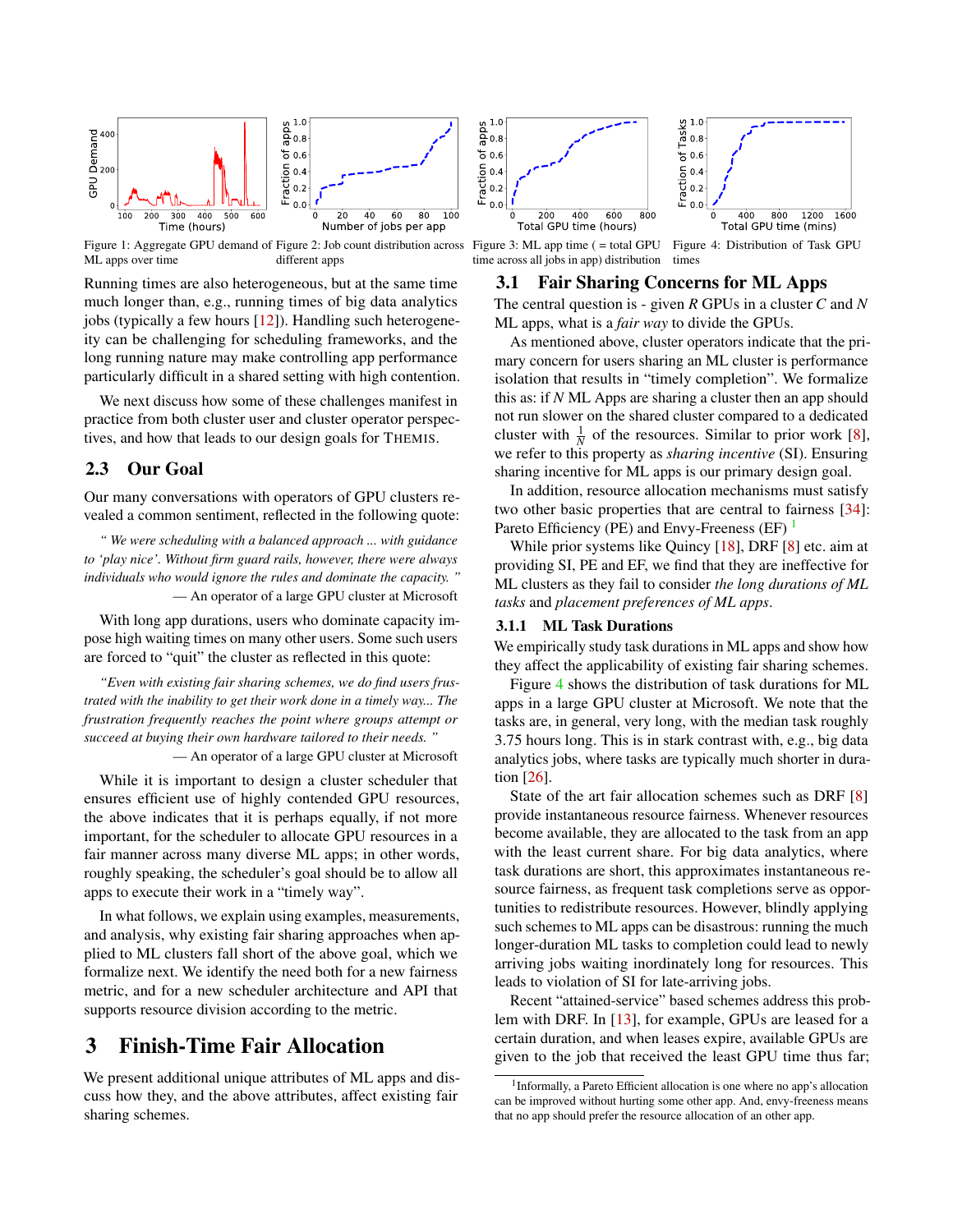Figure 1: Aggregate GPU demand of ML apps over time

Figure 2: Job count distribution across different apps

Figure 3: ML app time ( = total GPU time across all jobs in app) distribution

Figure 4: Distribution of Task GPU times

Running times are also heterogeneous, but at the same time much longer than, e.g., running times of big data analytics jobs (typically a few hours [12]). Handling such heterogeneity can be challenging for scheduling frameworks, and the long running nature may make controlling app performance particularly difficult in a shared setting with high contention.

We next discuss how some of these challenges manifest in practice from both cluster user and cluster operator perspectives, and how that leads to our design goals for THEMIS.

## 2.3 Our Goal

Our many conversations with operators of GPU clusters revealed a common sentiment, reflected in the following quote:

> *" We were scheduling with a balanced approach ... with guidance to 'play nice'. Without firm guard rails, however, there were always individuals who would ignore the rules and dominate the capacity. "*
> — An operator of a large GPU cluster at Microsoft

With long app durations, users who dominate capacity impose high waiting times on many other users. Some such users are forced to "quit" the cluster as reflected in this quote:

> *"Even with existing fair sharing schemes, we do find users frustrated with the inability to get their work done in a timely way... The frustration frequently reaches the point where groups attempt or succeed at buying their own hardware tailored to their needs. "*
> — An operator of a large GPU cluster at Microsoft

While it is important to design a cluster scheduler that ensures efficient use of highly contended GPU resources, the above indicates that it is perhaps equally, if not more important, for the scheduler to allocate GPU resources in a fair manner across many diverse ML apps; in other words, roughly speaking, the scheduler's goal should be to allow all apps to execute their work in a "timely way".

In what follows, we explain using examples, measurements, and analysis, why existing fair sharing approaches when applied to ML clusters fall short of the above goal, which we formalize next. We identify the need both for a new fairness metric, and for a new scheduler architecture and API that supports resource division according to the metric.

# 3 Finish-Time Fair Allocation

We present additional unique attributes of ML apps and discuss how they, and the above attributes, affect existing fair sharing schemes.

## 3.1 Fair Sharing Concerns for ML Apps

The central question is - given $R$ GPUs in a cluster $C$ and $N$ ML apps, what is a *fair way* to divide the GPUs.

As mentioned above, cluster operators indicate that the primary concern for users sharing an ML cluster is performance isolation that results in "timely completion". We formalize this as: if $N$ ML Apps are sharing a cluster then an app should not run slower on the shared cluster compared to a dedicated cluster with $\frac{1}{N}$ of the resources. Similar to prior work [8], we refer to this property as *sharing incentive* (SI). Ensuring sharing incentive for ML apps is our primary design goal.

In addition, resource allocation mechanisms must satisfy two other basic properties that are central to fairness [34]: Pareto Efficiency (PE) and Envy-Freeness (EF) [1]

While prior systems like Quincy [18], DRF [8] etc. aim at providing SI, PE and EF, we find that they are ineffective for ML clusters as they fail to consider *the long durations of ML tasks* and *placement preferences of ML apps*.

### 3.1.1 ML Task Durations

We empirically study task durations in ML apps and show how they affect the applicability of existing fair sharing schemes.

Figure 4 shows the distribution of task durations for ML apps in a large GPU cluster at Microsoft. We note that the tasks are, in general, very long, with the median task roughly 3.75 hours long. This is in stark contrast with, e.g., big data analytics jobs, where tasks are typically much shorter in duration [26].

State of the art fair allocation schemes such as DRF [8] provide instantaneous resource fairness. Whenever resources become available, they are allocated to the task from an app with the least current share. For big data analytics, where task durations are short, this approximates instantaneous resource fairness, as frequent task completions serve as opportunities to redistribute resources. However, blindly applying such schemes to ML apps can be disastrous: running the much longer-duration ML tasks to completion could lead to newly arriving jobs waiting inordinately long for resources. This leads to violation of SI for late-arriving jobs.

Recent "attained-service" based schemes address this problem with DRF. In [13], for example, GPUs are leased for a certain duration, and when leases expire, available GPUs are given to the job that received the least GPU time thus far;

[1] Informally, a Pareto Efficient allocation is one where no app's allocation can be improved without hurting some other app. And, envy-freeness means that no app should prefer the resource allocation of an other app.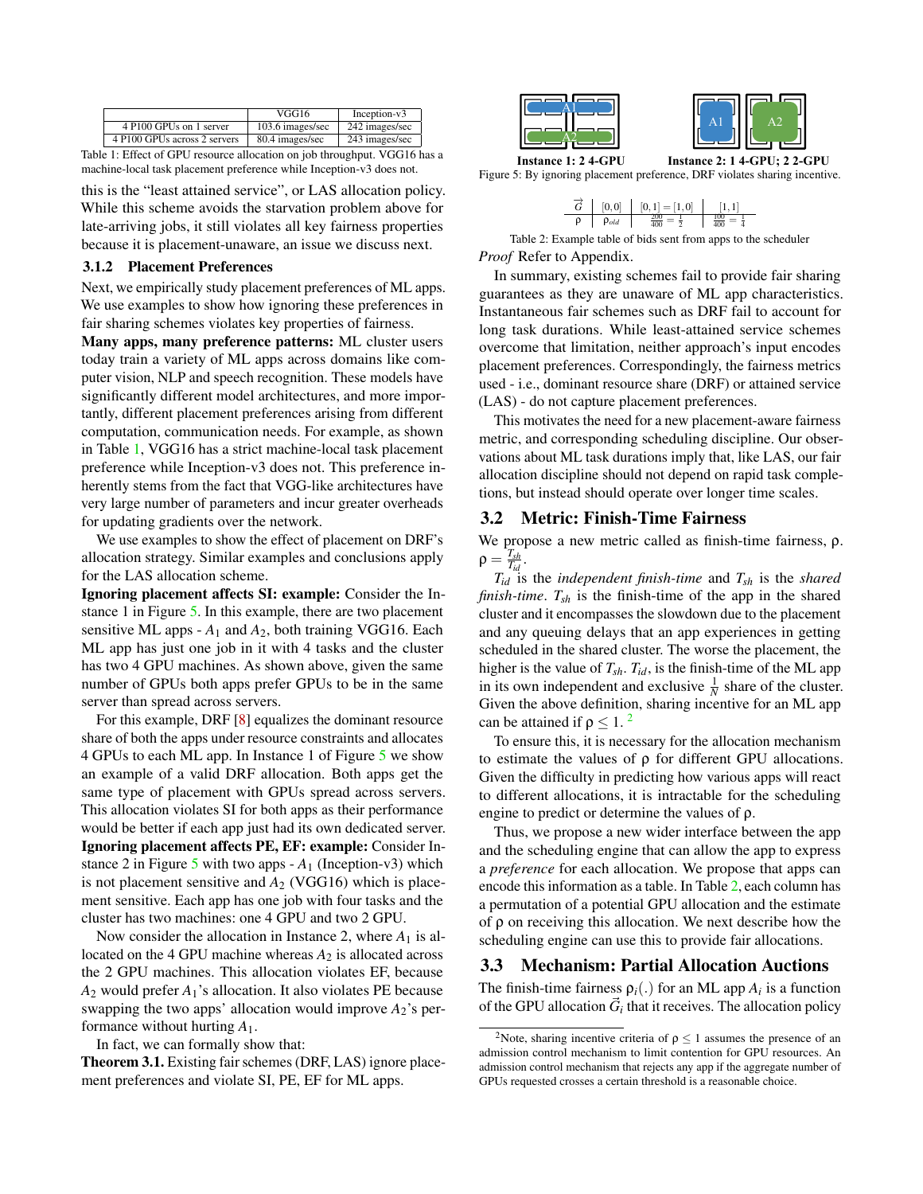|  | VGG16 | Inception-v3 |
|---|---|---|
| 4 P100 GPUs on 1 server | 103.6 images/sec | 242 images/sec |
| 4 P100 GPUs across 2 servers | 80.4 images/sec | 243 images/sec |

Table 1: Effect of GPU resource allocation on job throughput. VGG16 has a machine-local task placement preference while Inception-v3 does not.

this is the "least attained service", or LAS allocation policy. While this scheme avoids the starvation problem above for late-arriving jobs, it still violates all key fairness properties because it is placement-unaware, an issue we discuss next.

### 3.1.2 Placement Preferences

Next, we empirically study placement preferences of ML apps. We use examples to show how ignoring these preferences in fair sharing schemes violates key properties of fairness.

**Many apps, many preference patterns:** ML cluster users today train a variety of ML apps across domains like computer vision, NLP and speech recognition. These models have significantly different model architectures, and more importantly, different placement preferences arising from different computation, communication needs. For example, as shown in Table 1, VGG16 has a strict machine-local task placement preference while Inception-v3 does not. This preference inherently stems from the fact that VGG-like architectures have very large number of parameters and incur greater overheads for updating gradients over the network.

We use examples to show the effect of placement on DRF's allocation strategy. Similar examples and conclusions apply for the LAS allocation scheme.

**Ignoring placement affects SI: example:** Consider the Instance 1 in Figure 5. In this example, there are two placement sensitive ML apps - $A_1$ and $A_2$, both training VGG16. Each ML app has just one job in it with 4 tasks and the cluster has two 4 GPU machines. As shown above, given the same number of GPUs both apps prefer GPUs to be in the same server than spread across servers.

For this example, DRF [8] equalizes the dominant resource share of both the apps under resource constraints and allocates 4 GPUs to each ML app. In Instance 1 of Figure 5 we show an example of a valid DRF allocation. Both apps get the same type of placement with GPUs spread across servers. This allocation violates SI for both apps as their performance would be better if each app just had its own dedicated server.

**Ignoring placement affects PE, EF: example:** Consider Instance 2 in Figure 5 with two apps - $A_1$ (Inception-v3) which is not placement sensitive and $A_2$ (VGG16) which is placement sensitive. Each app has one job with four tasks and the cluster has two machines: one 4 GPU and two 2 GPU.

Now consider the allocation in Instance 2, where $A_1$ is allocated on the 4 GPU machine whereas $A_2$ is allocated across the 2 GPU machines. This allocation violates EF, because $A_2$ would prefer $A_1$'s allocation. It also violates PE because swapping the two apps' allocation would improve $A_2$'s performance without hurting $A_1$.

In fact, we can formally show that:

**Theorem 3.1.** Existing fair schemes (DRF, LAS) ignore placement preferences and violate SI, PE, EF for ML apps.

Instance 1: 2 4-GPU    Instance 2: 1 4-GPU; 2 2-GPU

Figure 5: By ignoring placement preference, DRF violates sharing incentive.

| $\vec{G}$ | $[0,0]$ | $[0,1]=[1,0]$ | $[1,1]$ |
|---|---|---|---|
| $\rho$ | $\rho_{old}$ | $\frac{200}{400}=\frac{1}{2}$ | $\frac{100}{400}=\frac{1}{4}$ |

Table 2: Example table of bids sent from apps to the scheduler

*Proof* Refer to Appendix.

In summary, existing schemes fail to provide fair sharing guarantees as they are unaware of ML app characteristics. Instantaneous fair schemes such as DRF fail to account for long task durations. While least-attained service schemes overcome that limitation, neither approach's input encodes placement preferences. Correspondingly, the fairness metrics used - i.e., dominant resource share (DRF) or attained service (LAS) - do not capture placement preferences.

This motivates the need for a new placement-aware fairness metric, and corresponding scheduling discipline. Our observations about ML task durations imply that, like LAS, our fair allocation discipline should not depend on rapid task completions, but instead should operate over longer time scales.

## 3.2 Metric: Finish-Time Fairness

We propose a new metric called as finish-time fairness, $\rho$. $\rho = \frac{T_{sh}}{T_{id}}$.

$T_{id}$ is the *independent finish-time* and $T_{sh}$ is the *shared finish-time*. $T_{sh}$ is the finish-time of the app in the shared cluster and it encompasses the slowdown due to the placement and any queuing delays that an app experiences in getting scheduled in the shared cluster. The worse the placement, the higher is the value of $T_{sh}$. $T_{id}$, is the finish-time of the ML app in its own independent and exclusive $\frac{1}{N}$ share of the cluster. Given the above definition, sharing incentive for an ML app can be attained if $\rho \leq 1$. [2]

To ensure this, it is necessary for the allocation mechanism to estimate the values of $\rho$ for different GPU allocations. Given the difficulty in predicting how various apps will react to different allocations, it is intractable for the scheduling engine to predict or determine the values of $\rho$.

Thus, we propose a new wider interface between the app and the scheduling engine that can allow the app to express a *preference* for each allocation. We propose that apps can encode this information as a table. In Table 2, each column has a permutation of a potential GPU allocation and the estimate of $\rho$ on receiving this allocation. We next describe how the scheduling engine can use this to provide fair allocations.

## 3.3 Mechanism: Partial Allocation Auctions

The finish-time fairness $\rho_i(.)$ for an ML app $A_i$ is a function of the GPU allocation $\vec{G}_i$ that it receives. The allocation policy

[2] Note, sharing incentive criteria of $\rho \leq 1$ assumes the presence of an admission control mechanism to limit contention for GPU resources. An admission control mechanism that rejects any app if the aggregate number of GPUs requested crosses a certain threshold is a reasonable choice.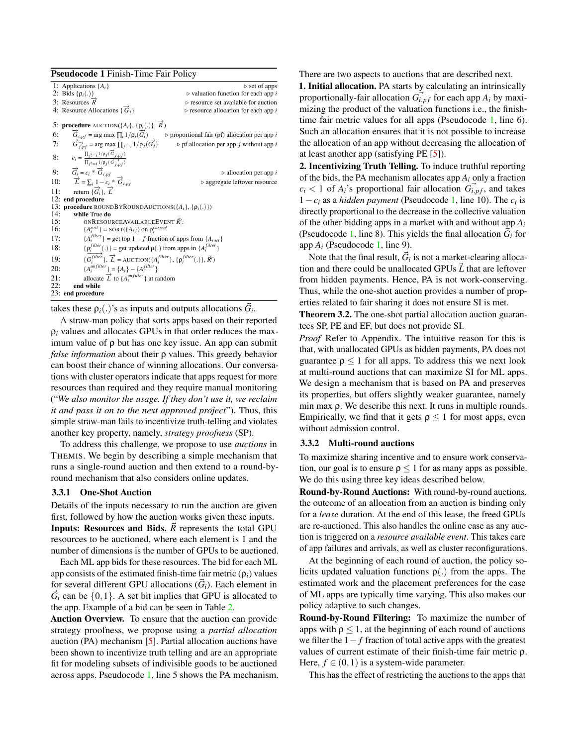**Pseudocode 1** Finish-Time Fair Policy

```
1: Applications {A_i}                                          ▷ set of apps
2: Bids {ρ_i(.)}                                ▷ valuation function for each app i
3: Resources R⃗                                  ▷ resource set available for auction
4: Resource Allocations {G⃗_i}                     ▷ resource allocation for each app i

5: procedure AUCTION({A_i}, {ρ_i(.)}, R⃗)
6:     G⃗_{i,pf} = arg max ∏_i 1/ρ_i(G⃗_i)      ▷ proportional fair (pf) allocation per app i
7:     G⃗^{-i}_{j,pf} = arg max ∏_{j!=i} 1/ρ_j(G⃗_j)     ▷ pf allocation per app j without app i
8:     c_i = ∏_{j!=i} 1/ρ_j(G⃗_{j,pf}) / ∏_{j!=i} 1/ρ_j(G⃗^{-i}_{j,pf})
9:     G⃗_i = c_i * G⃗_{i,pf}                                   ▷ allocation per app i
10:    L⃗ = ∑_i 1 − c_i * G⃗_{i,pf}                        ▷ aggregate leftover resource
11:    return {G⃗_i}, L⃗
12: end procedure
13: procedure ROUNDBYROUNDAUCTIONS({A_i}, {ρ_i(.)})
14:    while True do
15:        ONRESOURCEAVAILABLEEVENT R⃗':
16:        {A_i^{sort}} = SORT({A_i}) on ρ_i^{current}
17:        {A_i^{filter}} = get top 1 − f fraction of apps from {A_{sort}}
18:        {ρ_i^{filter}(.)} = get updated ρ(.) from apps in {A_i^{filter}}
19:        {G⃗_i^{filter}}, L⃗ = AUCTION({A_i^{filter}}, {ρ_i^{filter}(.)}, R⃗')
20:        {A_i^{unfilter}} = {A_i} − {A_i^{filter}}
21:        allocate L⃗ to {A_i^{unfilter}} at random
22:    end while
23: end procedure
```

takes these $\rho_i(.)$'s as inputs and outputs allocations $\vec{G}_i$.

A straw-man policy that sorts apps based on their reported $\rho_i$ values and allocates GPUs in that order reduces the maximum value of $\rho$ but has one key issue. An app can submit *false information* about their $\rho$ values. This greedy behavior can boost their chance of winning allocations. Our conversations with cluster operators indicate that apps request for more resources than required and they require manual monitoring ("*We also monitor the usage. If they don't use it, we reclaim it and pass it on to the next approved project*"). Thus, this simple straw-man fails to incentivize truth-telling and violates another key property, namely, *strategy proofness* (SP).

To address this challenge, we propose to use *auctions* in THEMIS. We begin by describing a simple mechanism that runs a single-round auction and then extend to a round-by-round mechanism that also considers online updates.

### 3.3.1 One-Shot Auction

Details of the inputs necessary to run the auction are given first, followed by how the auction works given these inputs.

**Inputs: Resources and Bids.** $\vec{R}$ represents the total GPU resources to be auctioned, where each element is 1 and the number of dimensions is the number of GPUs to be auctioned.

Each ML app bids for these resources. The bid for each ML app consists of the estimated finish-time fair metric ($\rho_i$) values for several different GPU allocations ($\vec{G}_i$). Each element in $\vec{G}_i$ can be $\{0,1\}$. A set bit implies that GPU is allocated to the app. Example of a bid can be seen in Table 2.

**Auction Overview.** To ensure that the auction can provide strategy proofness, we propose using a *partial allocation* auction (PA) mechanism [5]. Partial allocation auctions have been shown to incentivize truth telling and are an appropriate fit for modeling subsets of indivisible goods to be auctioned across apps. Pseudocode 1, line 5 shows the PA mechanism. There are two aspects to auctions that are described next.

**1. Initial allocation.** PA starts by calculating an intrinsically proportionally-fair allocation $\vec{G}_{i,pf}$ for each app $A_i$ by maximizing the product of the valuation functions i.e., the finish-time fair metric values for all apps (Pseudocode 1, line 6). Such an allocation ensures that it is not possible to increase the allocation of an app without decreasing the allocation of at least another app (satisfying PE [5]).

**2. Incentivizing Truth Telling.** To induce truthful reporting of the bids, the PA mechanism allocates app $A_i$ only a fraction $c_i < 1$ of $A_i$'s proportional fair allocation $\vec{G}_{i,pf}$, and takes $1 - c_i$ as a *hidden payment* (Pseudocode 1, line 10). The $c_i$ is directly proportional to the decrease in the collective valuation of the other bidding apps in a market with and without app $A_i$ (Pseudocode 1, line 8). This yields the final allocation $\vec{G}_i$ for app $A_i$ (Pseudocode 1, line 9).

Note that the final result, $\vec{G}_i$ is not a market-clearing allocation and there could be unallocated GPUs $\vec{L}$ that are leftover from hidden payments. Hence, PA is not work-conserving. Thus, while the one-shot auction provides a number of properties related to fair sharing it does not ensure SI is met.

**Theorem 3.2.** The one-shot partial allocation auction guarantees SP, PE and EF, but does not provide SI.

*Proof* Refer to Appendix. The intuitive reason for this is that, with unallocated GPUs as hidden payments, PA does not guarantee $\rho \leq 1$ for all apps. To address this we next look at multi-round auctions that can maximize SI for ML apps. We design a mechanism that is based on PA and preserves its properties, but offers slightly weaker guarantee, namely min max $\rho$. We describe this next. It runs in multiple rounds. Empirically, we find that it gets $\rho \leq 1$ for most apps, even without admission control.

### 3.3.2 Multi-round auctions

To maximize sharing incentive and to ensure work conservation, our goal is to ensure $\rho \leq 1$ for as many apps as possible. We do this using three key ideas described below.

**Round-by-Round Auctions:** With round-by-round auctions, the outcome of an allocation from an auction is binding only for a *lease* duration. At the end of this lease, the freed GPUs are re-auctioned. This also handles the online case as any auction is triggered on a *resource available event*. This takes care of app failures and arrivals, as well as cluster reconfigurations.

At the beginning of each round of auction, the policy solicits updated valuation functions $\rho(.)$ from the apps. The estimated work and the placement preferences for the case of ML apps are typically time varying. This also makes our policy adaptive to such changes.

**Round-by-Round Filtering:** To maximize the number of apps with $\rho \leq 1$, at the beginning of each round of auctions we filter the $1 - f$ fraction of total active apps with the greatest values of current estimate of their finish-time fair metric $\rho$. Here, $f \in (0,1)$ is a system-wide parameter.

This has the effect of restricting the auctions to the apps that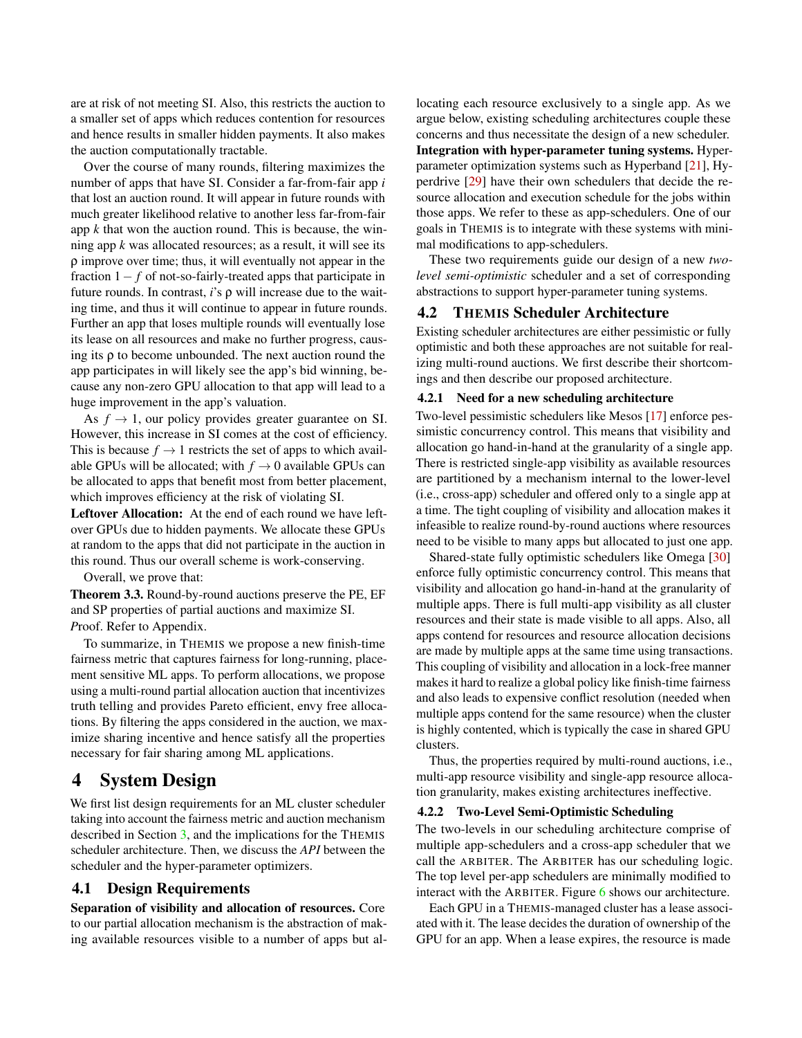are at risk of not meeting SI. Also, this restricts the auction to a smaller set of apps which reduces contention for resources and hence results in smaller hidden payments. It also makes the auction computationally tractable.

Over the course of many rounds, filtering maximizes the number of apps that have SI. Consider a far-from-fair app $i$ that lost an auction round. It will appear in future rounds with much greater likelihood relative to another less far-from-fair app $k$ that won the auction round. This is because, the winning app $k$ was allocated resources; as a result, it will see its $\rho$ improve over time; thus, it will eventually not appear in the fraction $1-f$ of not-so-fairly-treated apps that participate in future rounds. In contrast, $i$'s $\rho$ will increase due to the waiting time, and thus it will continue to appear in future rounds. Further an app that loses multiple rounds will eventually lose its lease on all resources and make no further progress, causing its $\rho$ to become unbounded. The next auction round the app participates in will likely see the app's bid winning, because any non-zero GPU allocation to that app will lead to a huge improvement in the app's valuation.

As $f \to 1$, our policy provides greater guarantee on SI. However, this increase in SI comes at the cost of efficiency. This is because $f \to 1$ restricts the set of apps to which available GPUs will be allocated; with $f \to 0$ available GPUs can be allocated to apps that benefit most from better placement, which improves efficiency at the risk of violating SI.

**Leftover Allocation:** At the end of each round we have leftover GPUs due to hidden payments. We allocate these GPUs at random to the apps that did not participate in the auction in this round. Thus our overall scheme is work-conserving.

Overall, we prove that:

**Theorem 3.3.** Round-by-round auctions preserve the PE, EF and SP properties of partial auctions and maximize SI.

*P*roof. Refer to Appendix.

To summarize, in THEMIS we propose a new finish-time fairness metric that captures fairness for long-running, placement sensitive ML apps. To perform allocations, we propose using a multi-round partial allocation auction that incentivizes truth telling and provides Pareto efficient, envy free allocations. By filtering the apps considered in the auction, we maximize sharing incentive and hence satisfy all the properties necessary for fair sharing among ML applications.

# 4 System Design

We first list design requirements for an ML cluster scheduler taking into account the fairness metric and auction mechanism described in Section 3, and the implications for the THEMIS scheduler architecture. Then, we discuss the *API* between the scheduler and the hyper-parameter optimizers.

## 4.1 Design Requirements

**Separation of visibility and allocation of resources.** Core to our partial allocation mechanism is the abstraction of making available resources visible to a number of apps but allocating each resource exclusively to a single app. As we argue below, existing scheduling architectures couple these concerns and thus necessitate the design of a new scheduler.

**Integration with hyper-parameter tuning systems.** Hyper-parameter optimization systems such as Hyperband [21], Hyperdrive [29] have their own schedulers that decide the resource allocation and execution schedule for the jobs within those apps. We refer to these as app-schedulers. One of our goals in THEMIS is to integrate with these systems with minimal modifications to app-schedulers.

These two requirements guide our design of a new *two-level semi-optimistic* scheduler and a set of corresponding abstractions to support hyper-parameter tuning systems.

## 4.2 THEMIS Scheduler Architecture

Existing scheduler architectures are either pessimistic or fully optimistic and both these approaches are not suitable for realizing multi-round auctions. We first describe their shortcomings and then describe our proposed architecture.

### 4.2.1 Need for a new scheduling architecture

Two-level pessimistic schedulers like Mesos [17] enforce pessimistic concurrency control. This means that visibility and allocation go hand-in-hand at the granularity of a single app. There is restricted single-app visibility as available resources are partitioned by a mechanism internal to the lower-level (i.e., cross-app) scheduler and offered only to a single app at a time. The tight coupling of visibility and allocation makes it infeasible to realize round-by-round auctions where resources need to be visible to many apps but allocated to just one app.

Shared-state fully optimistic schedulers like Omega [30] enforce fully optimistic concurrency control. This means that visibility and allocation go hand-in-hand at the granularity of multiple apps. There is full multi-app visibility as all cluster resources and their state is made visible to all apps. Also, all apps contend for resources and resource allocation decisions are made by multiple apps at the same time using transactions. This coupling of visibility and allocation in a lock-free manner makes it hard to realize a global policy like finish-time fairness and also leads to expensive conflict resolution (needed when multiple apps contend for the same resource) when the cluster is highly contented, which is typically the case in shared GPU clusters.

Thus, the properties required by multi-round auctions, i.e., multi-app resource visibility and single-app resource allocation granularity, makes existing architectures ineffective.

### 4.2.2 Two-Level Semi-Optimistic Scheduling

The two-levels in our scheduling architecture comprise of multiple app-schedulers and a cross-app scheduler that we call the ARBITER. The ARBITER has our scheduling logic. The top level per-app schedulers are minimally modified to interact with the ARBITER. Figure 6 shows our architecture.

Each GPU in a THEMIS-managed cluster has a lease associated with it. The lease decides the duration of ownership of the GPU for an app. When a lease expires, the resource is made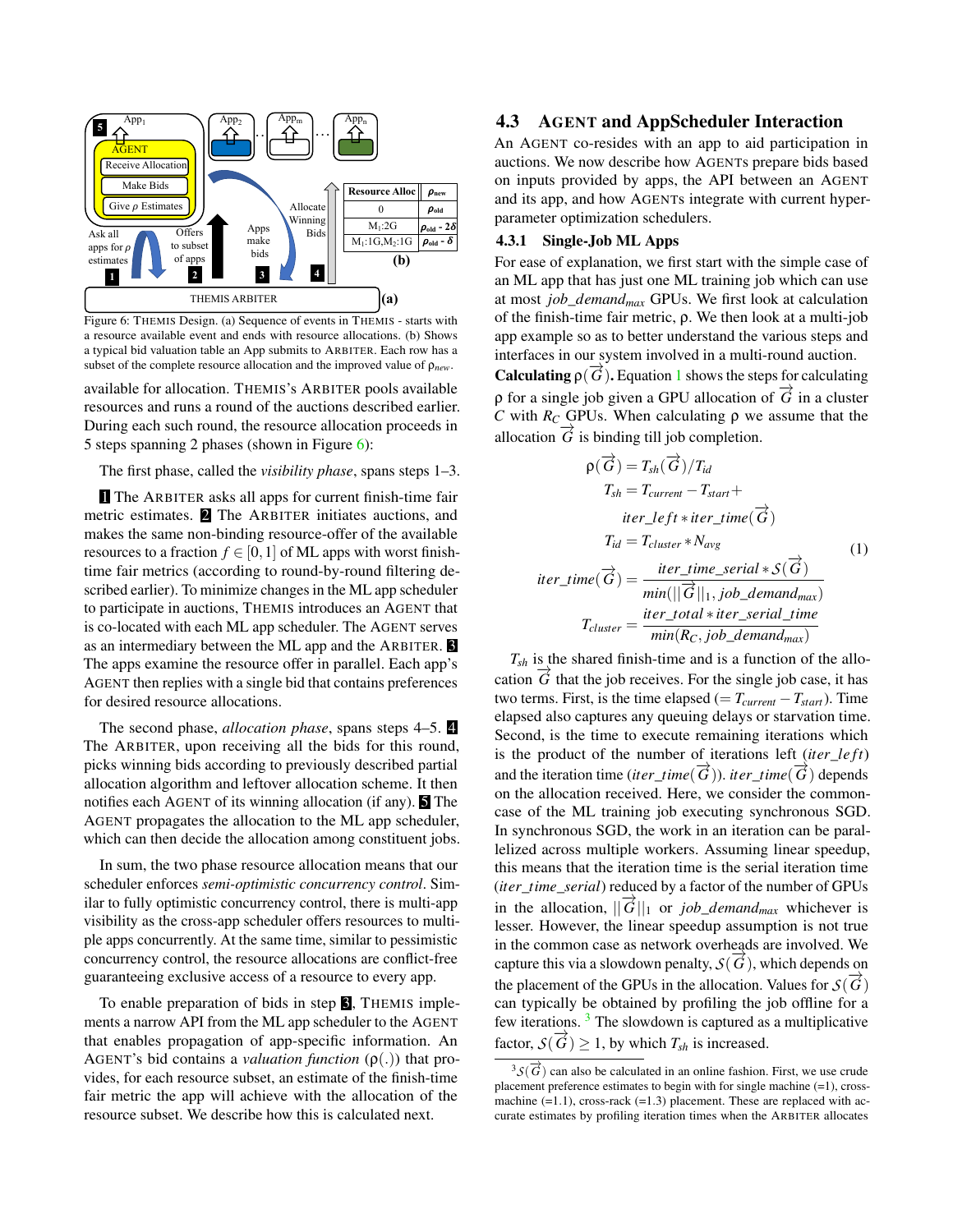Figure 6: THEMIS Design. (a) Sequence of events in THEMIS - starts with a resource available event and ends with resource allocations. (b) Shows a typical bid valuation table an App submits to ARBITER. Each row has a subset of the complete resource allocation and the improved value of $\rho_{new}$.

available for allocation. THEMIS's ARBITER pools available resources and runs a round of the auctions described earlier. During each such round, the resource allocation proceeds in 5 steps spanning 2 phases (shown in Figure 6):

The first phase, called the *visibility phase*, spans steps 1–3.

**1** The ARBITER asks all apps for current finish-time fair metric estimates. **2** The ARBITER initiates auctions, and makes the same non-binding resource-offer of the available resources to a fraction $f \in [0,1]$ of ML apps with worst finish-time fair metrics (according to round-by-round filtering described earlier). To minimize changes in the ML app scheduler to participate in auctions, THEMIS introduces an AGENT that is co-located with each ML app scheduler. The AGENT serves as an intermediary between the ML app and the ARBITER. **3** The apps examine the resource offer in parallel. Each app's AGENT then replies with a single bid that contains preferences for desired resource allocations.

The second phase, *allocation phase*, spans steps 4–5. **4** The ARBITER, upon receiving all the bids for this round, picks winning bids according to previously described partial allocation algorithm and leftover allocation scheme. It then notifies each AGENT of its winning allocation (if any). **5** The AGENT propagates the allocation to the ML app scheduler, which can then decide the allocation among constituent jobs.

In sum, the two phase resource allocation means that our scheduler enforces *semi-optimistic concurrency control*. Similar to fully optimistic concurrency control, there is multi-app visibility as the cross-app scheduler offers resources to multiple apps concurrently. At the same time, similar to pessimistic concurrency control, the resource allocations are conflict-free guaranteeing exclusive access of a resource to every app.

To enable preparation of bids in step **3**, THEMIS implements a narrow API from the ML app scheduler to the AGENT that enables propagation of app-specific information. An AGENT's bid contains a *valuation function* ($\rho(.)$) that provides, for each resource subset, an estimate of the finish-time fair metric the app will achieve with the allocation of the resource subset. We describe how this is calculated next.

## 4.3 AGENT and AppScheduler Interaction

An AGENT co-resides with an app to aid participation in auctions. We now describe how AGENTs prepare bids based on inputs provided by apps, the API between an AGENT and its app, and how AGENTs integrate with current hyper-parameter optimization schedulers.

### 4.3.1 Single-Job ML Apps

For ease of explanation, we first start with the simple case of an ML app that has just one ML training job which can use at most $job\_demand_{max}$ GPUs. We first look at calculation of the finish-time fair metric, $\rho$. We then look at a multi-job app example so as to better understand the various steps and interfaces in our system involved in a multi-round auction.

**Calculating $\rho(\vec{G})$.** Equation 1 shows the steps for calculating $\rho$ for a single job given a GPU allocation of $\vec{G}$ in a cluster $C$ with $R_C$ GPUs. When calculating $\rho$ we assume that the allocation $\vec{G}$ is binding till job completion.

$$
\begin{aligned}
\rho(\vec{G}) &= T_{sh}(\vec{G})/T_{id} \\
T_{sh} &= T_{current} - T_{start} + \\
&\quad iter\_left * iter\_time(\vec{G}) \\
T_{id} &= T_{cluster} * N_{avg} \\
iter\_time(\vec{G}) &= \frac{iter\_time\_serial * S(\vec{G})}{min(||\vec{G}||_1, job\_demand_{max})} \\
T_{cluster} &= \frac{iter\_total * iter\_serial\_time}{min(R_C, job\_demand_{max})}
\end{aligned}
\tag{1}
$$

$T_{sh}$ is the shared finish-time and is a function of the allocation $\vec{G}$ that the job receives. For the single job case, it has two terms. First, is the time elapsed ($= T_{current} - T_{start}$). Time elapsed also captures any queuing delays or starvation time. Second, is the time to execute remaining iterations which is the product of the number of iterations left ($iter\_left$) and the iteration time ($iter\_time(\vec{G})$). $iter\_time(\vec{G})$ depends on the allocation received. Here, we consider the common-case of the ML training job executing synchronous SGD. In synchronous SGD, the work in an iteration can be parallelized across multiple workers. Assuming linear speedup, this means that the iteration time is the serial iteration time ($iter\_time\_serial$) reduced by a factor of the number of GPUs in the allocation, $||\vec{G}||_1$ or $job\_demand_{max}$ whichever is lesser. However, the linear speedup assumption is not true in the common case as network overheads are involved. We capture this via a slowdown penalty, $S(\vec{G})$, which depends on the placement of the GPUs in the allocation. Values for $S(\vec{G})$ can typically be obtained by profiling the job offline for a few iterations. [3] The slowdown is captured as a multiplicative factor, $S(\vec{G}) \geq 1$, by which $T_{sh}$ is increased.

[3] $S(\vec{G})$ can also be calculated in an online fashion. First, we use crude placement preference estimates to begin with for single machine (=1), cross-machine (=1.1), cross-rack (=1.3) placement. These are replaced with accurate estimates by profiling iteration times when the ARBITER allocates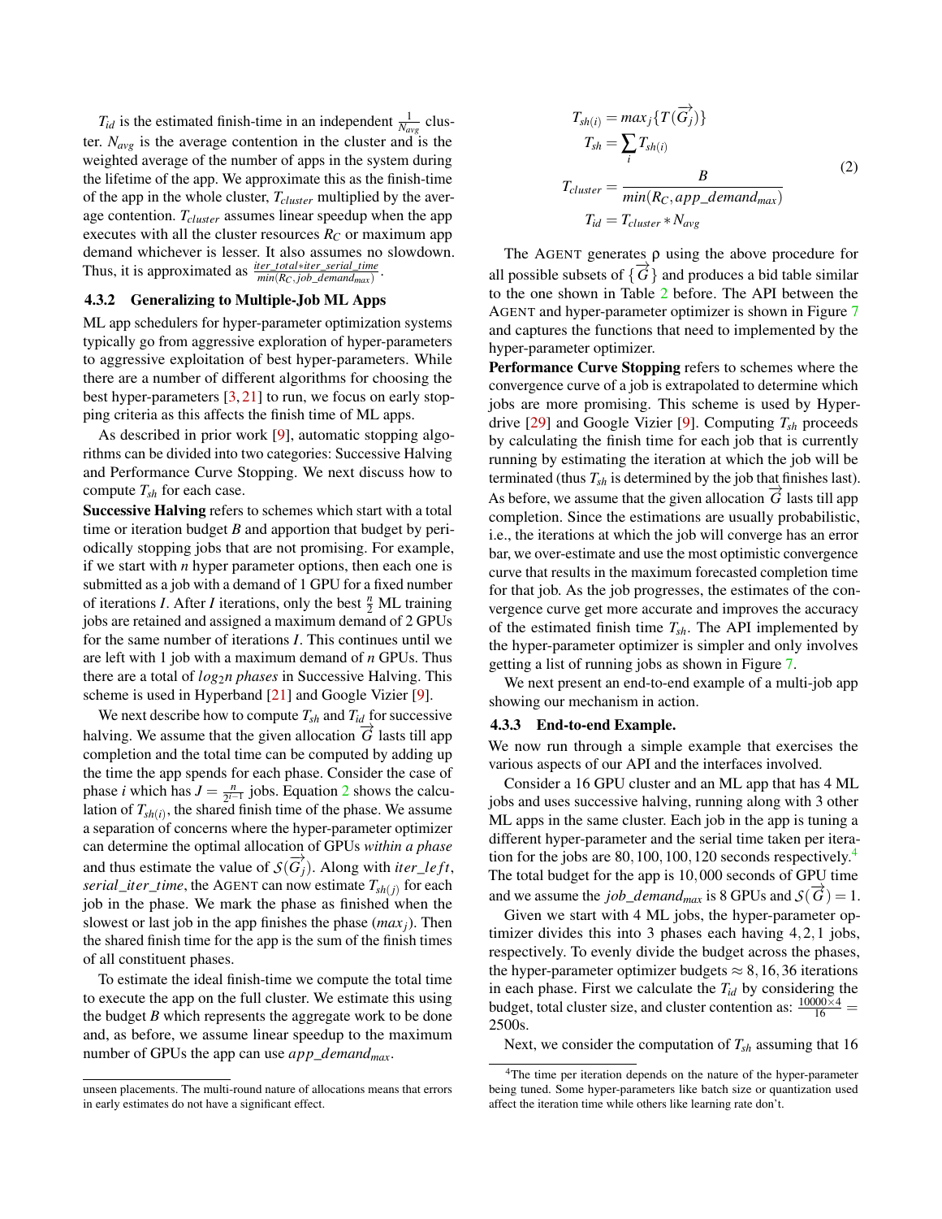$T_{id}$ is the estimated finish-time in an independent $\frac{1}{N_{avg}}$ cluster. $N_{avg}$ is the average contention in the cluster and is the weighted average of the number of apps in the system during the lifetime of the app. We approximate this as the finish-time of the app in the whole cluster, $T_{cluster}$ multiplied by the average contention. $T_{cluster}$ assumes linear speedup when the app executes with all the cluster resources $R_C$ or maximum app demand whichever is lesser. It also assumes no slowdown. Thus, it is approximated as $\frac{iter\_total * iter\_serial\_time}{min(R_C, job\_demand_{max})}$.

### 4.3.2 Generalizing to Multiple-Job ML Apps

ML app schedulers for hyper-parameter optimization systems typically go from aggressive exploration of hyper-parameters to aggressive exploitation of best hyper-parameters. While there are a number of different algorithms for choosing the best hyper-parameters [3, 21] to run, we focus on early stopping criteria as this affects the finish time of ML apps.

As described in prior work [9], automatic stopping algorithms can be divided into two categories: Successive Halving and Performance Curve Stopping. We next discuss how to compute $T_{sh}$ for each case.

**Successive Halving** refers to schemes which start with a total time or iteration budget $B$ and apportion that budget by periodically stopping jobs that are not promising. For example, if we start with $n$ hyper parameter options, then each one is submitted as a job with a demand of 1 GPU for a fixed number of iterations $I$. After $I$ iterations, only the best $\frac{n}{2}$ ML training jobs are retained and assigned a maximum demand of 2 GPUs for the same number of iterations $I$. This continues until we are left with 1 job with a maximum demand of $n$ GPUs. Thus there are a total of $log_2 n$ *phases* in Successive Halving. This scheme is used in Hyperband [21] and Google Vizier [9].

We next describe how to compute $T_{sh}$ and $T_{id}$ for successive halving. We assume that the given allocation $\overrightarrow{G}$ lasts till app completion and the total time can be computed by adding up the time the app spends for each phase. Consider the case of phase $i$ which has $J = \frac{n}{2^{i-1}}$ jobs. Equation 2 shows the calculation of $T_{sh(i)}$, the shared finish time of the phase. We assume a separation of concerns where the hyper-parameter optimizer can determine the optimal allocation of GPUs *within a phase* and thus estimate the value of $\mathcal{S}(\overrightarrow{G_j})$. Along with $iter\_left$, $serial\_iter\_time$, the AGENT can now estimate $T_{sh(j)}$ for each job in the phase. We mark the phase as finished when the slowest or last job in the app finishes the phase ($max_j$). Then the shared finish time for the app is the sum of the finish times of all constituent phases.

To estimate the ideal finish-time we compute the total time to execute the app on the full cluster. We estimate this using the budget $B$ which represents the aggregate work to be done and, as before, we assume linear speedup to the maximum number of GPUs the app can use $app\_demand_{max}$.

$$
\begin{aligned}
T_{sh(i)} &= max_j\{T(\overrightarrow{G_j})\} \\
T_{sh} &= \sum_i T_{sh(i)} \\
T_{cluster} &= \frac{B}{min(R_C, app\_demand_{max})} \\
T_{id} &= T_{cluster} * N_{avg}
\end{aligned}
\tag{2}
$$

The AGENT generates $\rho$ using the above procedure for all possible subsets of $\{\overrightarrow{G}\}$ and produces a bid table similar to the one shown in Table 2 before. The API between the AGENT and hyper-parameter optimizer is shown in Figure 7 and captures the functions that need to implemented by the hyper-parameter optimizer.

**Performance Curve Stopping** refers to schemes where the convergence curve of a job is extrapolated to determine which jobs are more promising. This scheme is used by Hyperdrive [29] and Google Vizier [9]. Computing $T_{sh}$ proceeds by calculating the finish time for each job that is currently running by estimating the iteration at which the job will be terminated (thus $T_{sh}$ is determined by the job that finishes last). As before, we assume that the given allocation $\overrightarrow{G}$ lasts till app completion. Since the estimations are usually probabilistic, i.e., the iterations at which the job will converge has an error bar, we over-estimate and use the most optimistic convergence curve that results in the maximum forecasted completion time for that job. As the job progresses, the estimates of the convergence curve get more accurate and improves the accuracy of the estimated finish time $T_{sh}$. The API implemented by the hyper-parameter optimizer is simpler and only involves getting a list of running jobs as shown in Figure 7.

We next present an end-to-end example of a multi-job app showing our mechanism in action.

### 4.3.3 End-to-end Example.

We now run through a simple example that exercises the various aspects of our API and the interfaces involved.

Consider a 16 GPU cluster and an ML app that has 4 ML jobs and uses successive halving, running along with 3 other ML apps in the same cluster. Each job in the app is tuning a different hyper-parameter and the serial time taken per iteration for the jobs are $80, 100, 100, 120$ seconds respectively.[4] The total budget for the app is $10,000$ seconds of GPU time and we assume the $job\_demand_{max}$ is 8 GPUs and $\mathcal{S}(\overrightarrow{G}) = 1$.

Given we start with 4 ML jobs, the hyper-parameter optimizer divides this into 3 phases each having $4, 2, 1$ jobs, respectively. To evenly divide the budget across the phases, the hyper-parameter optimizer budgets $\approx 8, 16, 36$ iterations in each phase. First we calculate the $T_{id}$ by considering the budget, total cluster size, and cluster contention as: $\frac{10000 \times 4}{16} = 2500$s.

Next, we consider the computation of $T_{sh}$ assuming that 16

unseen placements. The multi-round nature of allocations means that errors in early estimates do not have a significant effect.

[4] The time per iteration depends on the nature of the hyper-parameter being tuned. Some hyper-parameters like batch size or quantization used affect the iteration time while others like learning rate don't.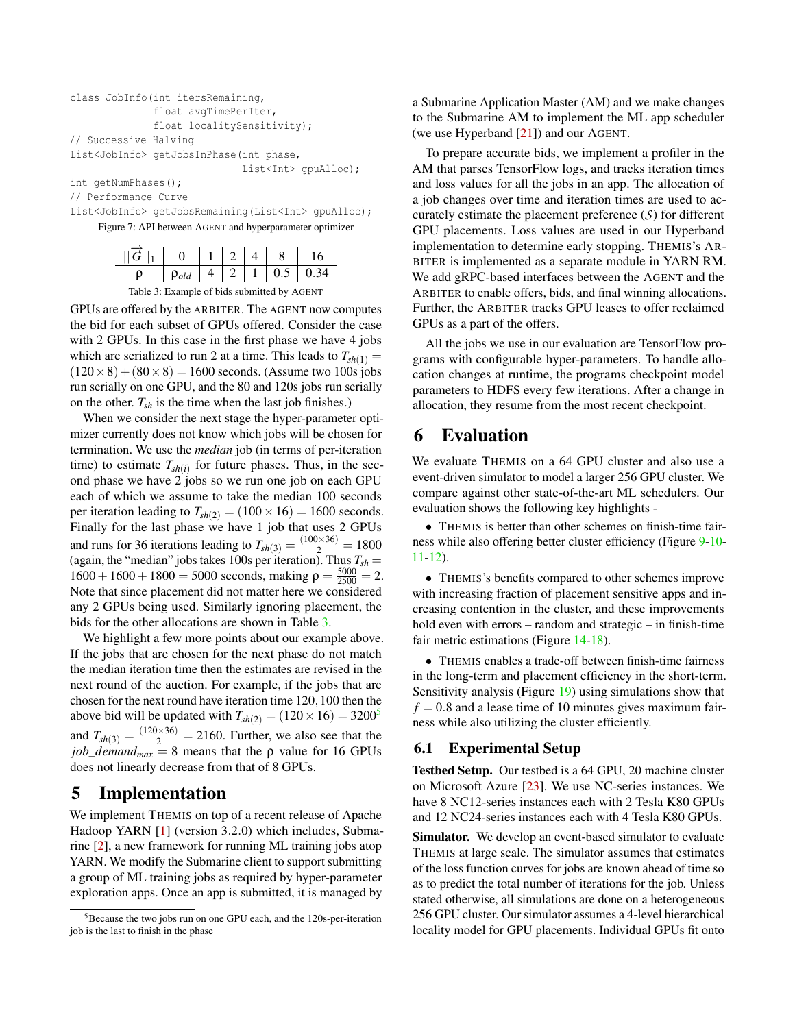```
class JobInfo(int itersRemaining,
              float avgTimePerIter,
              float localitySensitivity);
// Successive Halving
List<JobInfo> getJobsInPhase(int phase,
                             List<Int> gpuAlloc);
int getNumPhases();
// Performance Curve
List<JobInfo> getJobsRemaining(List<Int> gpuAlloc);
```

Figure 7: API between AGENT and hyperparameter optimizer

| $\|\|\overrightarrow{G}\|\|_1$ | 0 | 1 | 2 | 4 | 8 | 16 |
|---|---|---|---|---|---|---|
| ρ | $\rho_{old}$ | 4 | 2 | 1 | 0.5 | 0.34 |

Table 3: Example of bids submitted by AGENT

GPUs are offered by the ARBITER. The AGENT now computes the bid for each subset of GPUs offered. Consider the case with 2 GPUs. In this case in the first phase we have 4 jobs which are serialized to run 2 at a time. This leads to $T_{sh(1)} = (120 \times 8) + (80 \times 8) = 1600$ seconds. (Assume two 100s jobs run serially on one GPU, and the 80 and 120s jobs run serially on the other. $T_{sh}$ is the time when the last job finishes.)

When we consider the next stage the hyper-parameter optimizer currently does not know which jobs will be chosen for termination. We use the *median* job (in terms of per-iteration time) to estimate $T_{sh(i)}$ for future phases. Thus, in the second phase we have 2 jobs so we run one job on each GPU each of which we assume to take the median 100 seconds per iteration leading to $T_{sh(2)} = (100 \times 16) = 1600$ seconds. Finally for the last phase we have 1 job that uses 2 GPUs and runs for 36 iterations leading to $T_{sh(3)} = \frac{(100 \times 36)}{2} = 1800$ (again, the "median" jobs takes 100s per iteration). Thus $T_{sh} = 1600 + 1600 + 1800 = 5000$ seconds, making $\rho = \frac{5000}{2500} = 2$. Note that since placement did not matter here we considered any 2 GPUs being used. Similarly ignoring placement, the bids for the other allocations are shown in Table 3.

We highlight a few more points about our example above. If the jobs that are chosen for the next phase do not match the median iteration time then the estimates are revised in the next round of the auction. For example, if the jobs that are chosen for the next round have iteration time 120, 100 then the above bid will be updated with $T_{sh(2)} = (120 \times 16) = 3200$[5] and $T_{sh(3)} = \frac{(120 \times 36)}{2} = 2160$. Further, we also see that the $job\_demand_{max} = 8$ means that the ρ value for 16 GPUs does not linearly decrease from that of 8 GPUs.

## 5 Implementation

We implement THEMIS on top of a recent release of Apache Hadoop YARN [1] (version 3.2.0) which includes, Submarine [2], a new framework for running ML training jobs atop YARN. We modify the Submarine client to support submitting a group of ML training jobs as required by hyper-parameter exploration apps. Once an app is submitted, it is managed by a Submarine Application Master (AM) and we make changes to the Submarine AM to implement the ML app scheduler (we use Hyperband [21]) and our AGENT.

To prepare accurate bids, we implement a profiler in the AM that parses TensorFlow logs, and tracks iteration times and loss values for all the jobs in an app. The allocation of a job changes over time and iteration times are used to accurately estimate the placement preference ($\mathcal{S}$) for different GPU placements. Loss values are used in our Hyperband implementation to determine early stopping. THEMIS's ARBITER is implemented as a separate module in YARN RM. We add gRPC-based interfaces between the AGENT and the ARBITER to enable offers, bids, and final winning allocations. Further, the ARBITER tracks GPU leases to offer reclaimed GPUs as a part of the offers.

All the jobs we use in our evaluation are TensorFlow programs with configurable hyper-parameters. To handle allocation changes at runtime, the programs checkpoint model parameters to HDFS every few iterations. After a change in allocation, they resume from the most recent checkpoint.

## 6 Evaluation

We evaluate THEMIS on a 64 GPU cluster and also use a event-driven simulator to model a larger 256 GPU cluster. We compare against other state-of-the-art ML schedulers. Our evaluation shows the following key highlights -

- THEMIS is better than other schemes on finish-time fairness while also offering better cluster efficiency (Figure 9-10-11-12).
- THEMIS's benefits compared to other schemes improve with increasing fraction of placement sensitive apps and increasing contention in the cluster, and these improvements hold even with errors – random and strategic – in finish-time fair metric estimations (Figure 14-18).
- THEMIS enables a trade-off between finish-time fairness in the long-term and placement efficiency in the short-term. Sensitivity analysis (Figure 19) using simulations show that $f = 0.8$ and a lease time of 10 minutes gives maximum fairness while also utilizing the cluster efficiently.

### 6.1 Experimental Setup

**Testbed Setup.** Our testbed is a 64 GPU, 20 machine cluster on Microsoft Azure [23]. We use NC-series instances. We have 8 NC12-series instances each with 2 Tesla K80 GPUs and 12 NC24-series instances each with 4 Tesla K80 GPUs.

**Simulator.** We develop an event-based simulator to evaluate THEMIS at large scale. The simulator assumes that estimates of the loss function curves for jobs are known ahead of time so as to predict the total number of iterations for the job. Unless stated otherwise, all simulations are done on a heterogeneous 256 GPU cluster. Our simulator assumes a 4-level hierarchical locality model for GPU placements. Individual GPUs fit onto

[5] Because the two jobs run on one GPU each, and the 120s-per-iteration job is the last to finish in the phase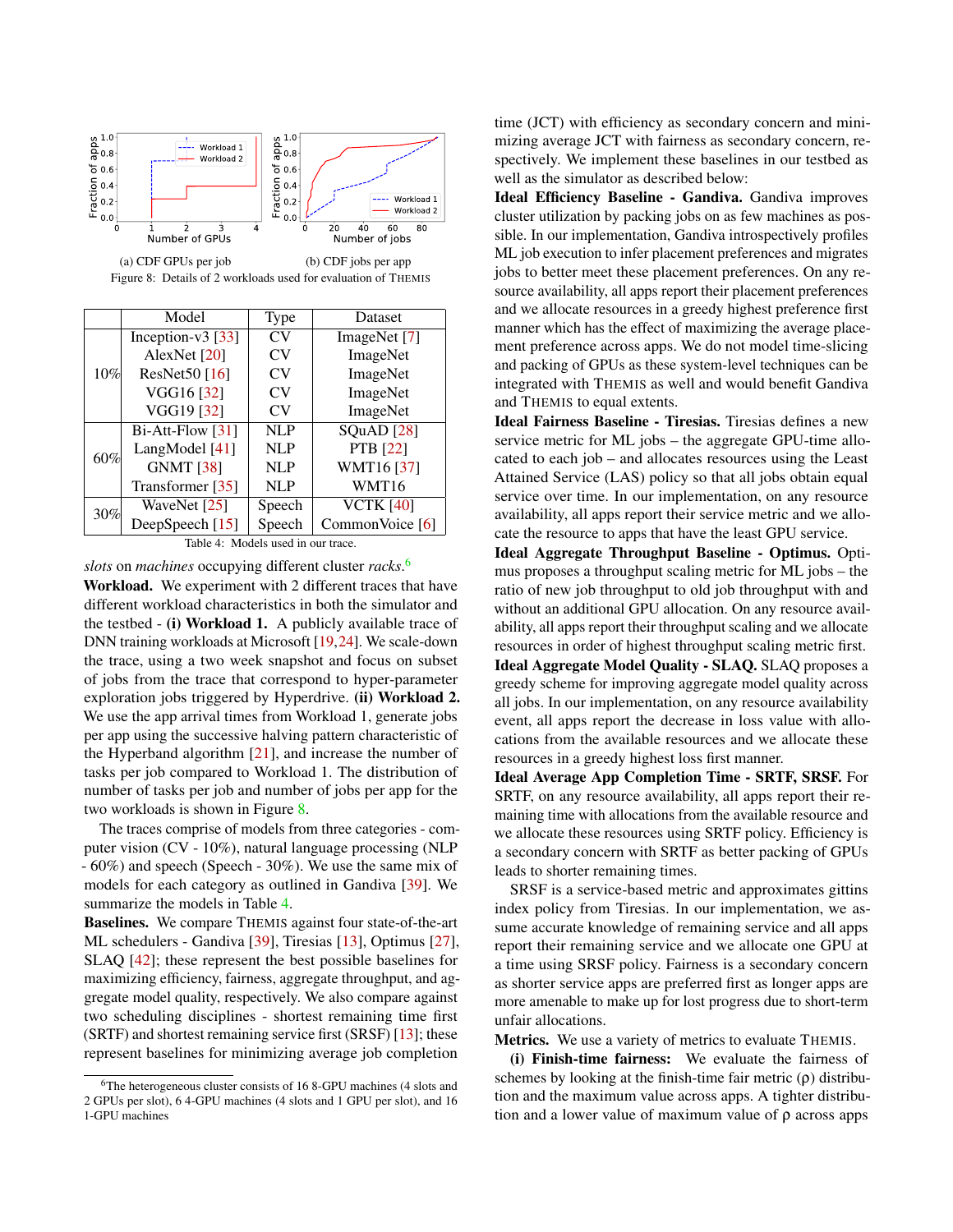(a) CDF GPUs per job (b) CDF jobs per app

Figure 8: Details of 2 workloads used for evaluation of THEMIS

| | Model | Type | Dataset |
|---|---|---|---|
| 10% | Inception-v3 [33] | CV | ImageNet [7] |
| | AlexNet [20] | CV | ImageNet |
| | ResNet50 [16] | CV | ImageNet |
| | VGG16 [32] | CV | ImageNet |
| | VGG19 [32] | CV | ImageNet |
| 60% | Bi-Att-Flow [31] | NLP | SQuAD [28] |
| | LangModel [41] | NLP | PTB [22] |
| | GNMT [38] | NLP | WMT16 [37] |
| | Transformer [35] | NLP | WMT16 |
| 30% | WaveNet [25] | Speech | VCTK [40] |
| | DeepSpeech [15] | Speech | CommonVoice [6] |

Table 4: Models used in our trace.

*slots* on *machines* occupying different cluster *racks*.[6]

**Workload.** We experiment with 2 different traces that have different workload characteristics in both the simulator and the testbed - **(i) Workload 1.** A publicly available trace of DNN training workloads at Microsoft [19,24]. We scale-down the trace, using a two week snapshot and focus on subset of jobs from the trace that correspond to hyper-parameter exploration jobs triggered by Hyperdrive. **(ii) Workload 2.** We use the app arrival times from Workload 1, generate jobs per app using the successive halving pattern characteristic of the Hyperband algorithm [21], and increase the number of tasks per job compared to Workload 1. The distribution of number of tasks per job and number of jobs per app for the two workloads is shown in Figure 8.

The traces comprise of models from three categories - computer vision (CV - 10%), natural language processing (NLP - 60%) and speech (Speech - 30%). We use the same mix of models for each category as outlined in Gandiva [39]. We summarize the models in Table 4.

**Baselines.** We compare THEMIS against four state-of-the-art ML schedulers - Gandiva [39], Tiresias [13], Optimus [27], SLAQ [42]; these represent the best possible baselines for maximizing efficiency, fairness, aggregate throughput, and aggregate model quality, respectively. We also compare against two scheduling disciplines - shortest remaining time first (SRTF) and shortest remaining service first (SRSF) [13]; these represent baselines for minimizing average job completion time (JCT) with efficiency as secondary concern and minimizing average JCT with fairness as secondary concern, respectively. We implement these baselines in our testbed as well as the simulator as described below:

**Ideal Efficiency Baseline - Gandiva.** Gandiva improves cluster utilization by packing jobs on as few machines as possible. In our implementation, Gandiva introspectively profiles ML job execution to infer placement preferences and migrates jobs to better meet these placement preferences. On any resource availability, all apps report their placement preferences and we allocate resources in a greedy highest preference first manner which has the effect of maximizing the average placement preference across apps. We do not model time-slicing and packing of GPUs as these system-level techniques can be integrated with THEMIS as well and would benefit Gandiva and THEMIS to equal extents.

**Ideal Fairness Baseline - Tiresias.** Tiresias defines a new service metric for ML jobs – the aggregate GPU-time allocated to each job – and allocates resources using the Least Attained Service (LAS) policy so that all jobs obtain equal service over time. In our implementation, on any resource availability, all apps report their service metric and we allocate the resource to apps that have the least GPU service.

**Ideal Aggregate Throughput Baseline - Optimus.** Optimus proposes a throughput scaling metric for ML jobs – the ratio of new job throughput to old job throughput with and without an additional GPU allocation. On any resource availability, all apps report their throughput scaling and we allocate resources in order of highest throughput scaling metric first.

**Ideal Aggregate Model Quality - SLAQ.** SLAQ proposes a greedy scheme for improving aggregate model quality across all jobs. In our implementation, on any resource availability event, all apps report the decrease in loss value with allocations from the available resources and we allocate these resources in a greedy highest loss first manner.

**Ideal Average App Completion Time - SRTF, SRSF.** For SRTF, on any resource availability, all apps report their remaining time with allocations from the available resource and we allocate these resources using SRTF policy. Efficiency is a secondary concern with SRTF as better packing of GPUs leads to shorter remaining times.

SRSF is a service-based metric and approximates gittins index policy from Tiresias. In our implementation, we assume accurate knowledge of remaining service and all apps report their remaining service and we allocate one GPU at a time using SRSF policy. Fairness is a secondary concern as shorter service apps are preferred first as longer apps are more amenable to make up for lost progress due to short-term unfair allocations.

**Metrics.** We use a variety of metrics to evaluate THEMIS.

**(i) Finish-time fairness:** We evaluate the fairness of schemes by looking at the finish-time fair metric ($\rho$) distribution and the maximum value across apps. A tighter distribution and a lower value of maximum value of $\rho$ across apps

[6] The heterogeneous cluster consists of 16 8-GPU machines (4 slots and 2 GPUs per slot), 6 4-GPU machines (4 slots and 1 GPU per slot), and 16 1-GPU machines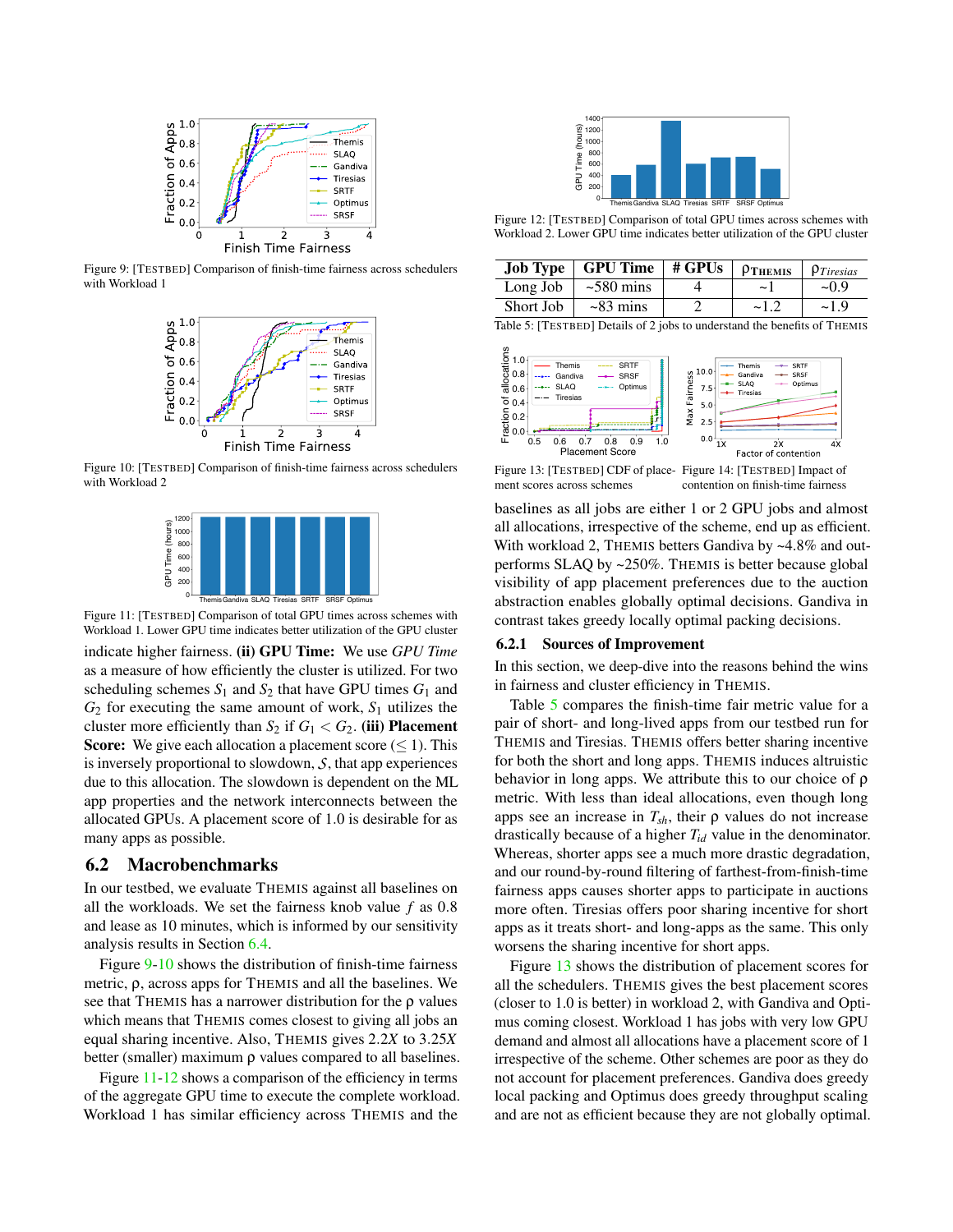Figure 9: [TESTBED] Comparison of finish-time fairness across schedulers with Workload 1

Figure 10: [TESTBED] Comparison of finish-time fairness across schedulers with Workload 2

Figure 11: [TESTBED] Comparison of total GPU times across schemes with Workload 1. Lower GPU time indicates better utilization of the GPU cluster

indicate higher fairness. **(ii) GPU Time:** We use *GPU Time* as a measure of how efficiently the cluster is utilized. For two scheduling schemes $S_1$ and $S_2$ that have GPU times $G_1$ and $G_2$ for executing the same amount of work, $S_1$ utilizes the cluster more efficiently than $S_2$ if $G_1 < G_2$. **(iii) Placement Score:** We give each allocation a placement score ($\leq 1$). This is inversely proportional to slowdown, $S$, that app experiences due to this allocation. The slowdown is dependent on the ML app properties and the network interconnects between the allocated GPUs. A placement score of 1.0 is desirable for as many apps as possible.

## 6.2 Macrobenchmarks

In our testbed, we evaluate THEMIS against all baselines on all the workloads. We set the fairness knob value $f$ as 0.8 and lease as 10 minutes, which is informed by our sensitivity analysis results in Section 6.4.

Figure 9-10 shows the distribution of finish-time fairness metric, ρ, across apps for THEMIS and all the baselines. We see that THEMIS has a narrower distribution for the ρ values which means that THEMIS comes closest to giving all jobs an equal sharing incentive. Also, THEMIS gives 2.2$X$ to 3.25$X$ better (smaller) maximum ρ values compared to all baselines.

Figure 11-12 shows a comparison of the efficiency in terms of the aggregate GPU time to execute the complete workload. Workload 1 has similar efficiency across THEMIS and the baselines as all jobs are either 1 or 2 GPU jobs and almost all allocations, irrespective of the scheme, end up as efficient. With workload 2, THEMIS betters Gandiva by ~4.8% and outperforms SLAQ by ~250%. THEMIS is better because global visibility of app placement preferences due to the auction abstraction enables globally optimal decisions. Gandiva in contrast takes greedy locally optimal packing decisions.

Figure 12: [TESTBED] Comparison of total GPU times across schemes with Workload 2. Lower GPU time indicates better utilization of the GPU cluster

| Job Type | GPU Time | # GPUs | $\rho_{\text{THEMIS}}$ | $\rho_{Tiresias}$ |
|---|---|---|---|---|
| Long Job | ~580 mins | 4 | ~1 | ~0.9 |
| Short Job | ~83 mins | 2 | ~1.2 | ~1.9 |

Table 5: [TESTBED] Details of 2 jobs to understand the benefits of THEMIS

Figure 13: [TESTBED] CDF of placement scores across schemes

Figure 14: [TESTBED] Impact of contention on finish-time fairness

### 6.2.1 Sources of Improvement

In this section, we deep-dive into the reasons behind the wins in fairness and cluster efficiency in THEMIS.

Table 5 compares the finish-time fair metric value for a pair of short- and long-lived apps from our testbed run for THEMIS and Tiresias. THEMIS offers better sharing incentive for both the short and long apps. THEMIS induces altruistic behavior in long apps. We attribute this to our choice of ρ metric. With less than ideal allocations, even though long apps see an increase in $T_{sh}$, their ρ values do not increase drastically because of a higher $T_{id}$ value in the denominator. Whereas, shorter apps see a much more drastic degradation, and our round-by-round filtering of farthest-from-finish-time fairness apps causes shorter apps to participate in auctions more often. Tiresias offers poor sharing incentive for short apps as it treats short- and long-apps as the same. This only worsens the sharing incentive for short apps.

Figure 13 shows the distribution of placement scores for all the schedulers. THEMIS gives the best placement scores (closer to 1.0 is better) in workload 2, with Gandiva and Optimus coming closest. Workload 1 has jobs with very low GPU demand and almost all allocations have a placement score of 1 irrespective of the scheme. Other schemes are poor as they do not account for placement preferences. Gandiva does greedy local packing and Optimus does greedy throughput scaling and are not as efficient because they are not globally optimal.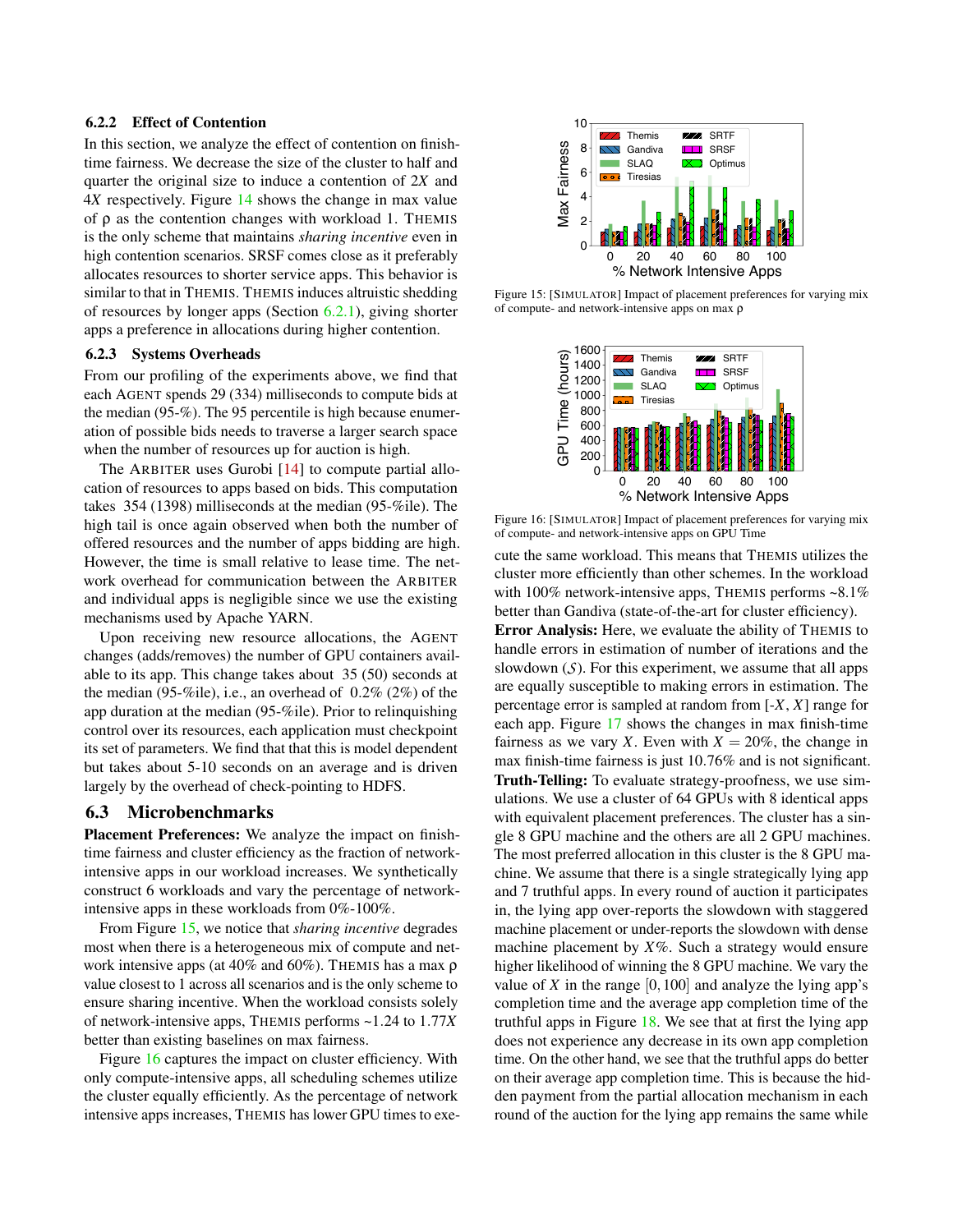### 6.2.2 Effect of Contention

In this section, we analyze the effect of contention on finish-time fairness. We decrease the size of the cluster to half and quarter the original size to induce a contention of $2X$ and $4X$ respectively. Figure 14 shows the change in max value of ρ as the contention changes with workload 1. THEMIS is the only scheme that maintains *sharing incentive* even in high contention scenarios. SRSF comes close as it preferably allocates resources to shorter service apps. This behavior is similar to that in THEMIS. THEMIS induces altruistic shedding of resources by longer apps (Section 6.2.1), giving shorter apps a preference in allocations during higher contention.

### 6.2.3 Systems Overheads

From our profiling of the experiments above, we find that each AGENT spends 29 (334) milliseconds to compute bids at the median (95-%). The 95 percentile is high because enumeration of possible bids needs to traverse a larger search space when the number of resources up for auction is high.

The ARBITER uses Gurobi [14] to compute partial allocation of resources to apps based on bids. This computation takes 354 (1398) milliseconds at the median (95-%ile). The high tail is once again observed when both the number of offered resources and the number of apps bidding are high. However, the time is small relative to lease time. The network overhead for communication between the ARBITER and individual apps is negligible since we use the existing mechanisms used by Apache YARN.

Upon receiving new resource allocations, the AGENT changes (adds/removes) the number of GPU containers available to its app. This change takes about 35 (50) seconds at the median (95-%ile), i.e., an overhead of 0.2% (2%) of the app duration at the median (95-%ile). Prior to relinquishing control over its resources, each application must checkpoint its set of parameters. We find that that this is model dependent but takes about 5-10 seconds on an average and is driven largely by the overhead of check-pointing to HDFS.

## 6.3 Microbenchmarks

**Placement Preferences:** We analyze the impact on finish-time fairness and cluster efficiency as the fraction of network-intensive apps in our workload increases. We synthetically construct 6 workloads and vary the percentage of network-intensive apps in these workloads from 0%-100%.

From Figure 15, we notice that *sharing incentive* degrades most when there is a heterogeneous mix of compute and network intensive apps (at 40% and 60%). THEMIS has a max ρ value closest to 1 across all scenarios and is the only scheme to ensure sharing incentive. When the workload consists solely of network-intensive apps, THEMIS performs ~1.24 to 1.77$X$ better than existing baselines on max fairness.

Figure 16 captures the impact on cluster efficiency. With only compute-intensive apps, all scheduling schemes utilize the cluster equally efficiently. As the percentage of network intensive apps increases, THEMIS has lower GPU times to execute the same workload. This means that THEMIS utilizes the cluster more efficiently than other schemes. In the workload with 100% network-intensive apps, THEMIS performs ~8.1% better than Gandiva (state-of-the-art for cluster efficiency).

Figure 15: [SIMULATOR] Impact of placement preferences for varying mix of compute- and network-intensive apps on max ρ

Figure 16: [SIMULATOR] Impact of placement preferences for varying mix of compute- and network-intensive apps on GPU Time

**Error Analysis:** Here, we evaluate the ability of THEMIS to handle errors in estimation of number of iterations and the slowdown ($\mathcal{S}$). For this experiment, we assume that all apps are equally susceptible to making errors in estimation. The percentage error is sampled at random from [-$X$, $X$] range for each app. Figure 17 shows the changes in max finish-time fairness as we vary $X$. Even with $X = 20\%$, the change in max finish-time fairness is just 10.76% and is not significant.

**Truth-Telling:** To evaluate strategy-proofness, we use simulations. We use a cluster of 64 GPUs with 8 identical apps with equivalent placement preferences. The cluster has a single 8 GPU machine and the others are all 2 GPU machines. The most preferred allocation in this cluster is the 8 GPU machine. We assume that there is a single strategically lying app and 7 truthful apps. In every round of auction it participates in, the lying app over-reports the slowdown with staggered machine placement or under-reports the slowdown with dense machine placement by $X$%. Such a strategy would ensure higher likelihood of winning the 8 GPU machine. We vary the value of $X$ in the range $[0, 100]$ and analyze the lying app's completion time and the average app completion time of the truthful apps in Figure 18. We see that at first the lying app does not experience any decrease in its own app completion time. On the other hand, we see that the truthful apps do better on their average app completion time. This is because the hidden payment from the partial allocation mechanism in each round of the auction for the lying app remains the same while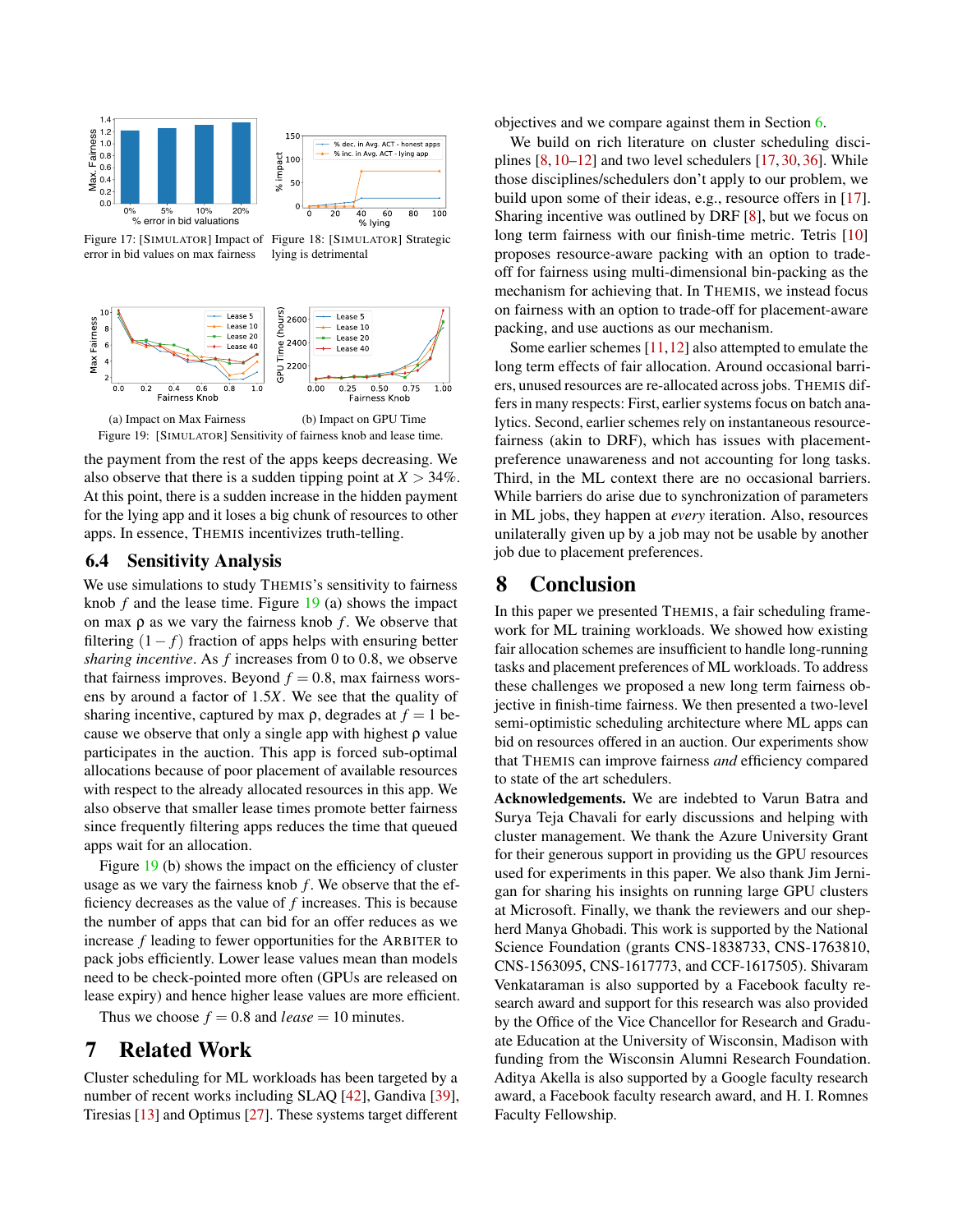Figure 17: [SIMULATOR] Impact of error in bid values on max fairness

Figure 18: [SIMULATOR] Strategic lying is detrimental

(a) Impact on Max Fairness

(b) Impact on GPU Time

Figure 19: [SIMULATOR] Sensitivity of fairness knob and lease time.

the payment from the rest of the apps keeps decreasing. We also observe that there is a sudden tipping point at $X > 34\%$. At this point, there is a sudden increase in the hidden payment for the lying app and it loses a big chunk of resources to other apps. In essence, THEMIS incentivizes truth-telling.

### 6.4 Sensitivity Analysis

We use simulations to study THEMIS's sensitivity to fairness knob $f$ and the lease time. Figure 19 (a) shows the impact on max $\rho$ as we vary the fairness knob $f$. We observe that filtering $(1-f)$ fraction of apps helps with ensuring better *sharing incentive*. As $f$ increases from 0 to 0.8, we observe that fairness improves. Beyond $f = 0.8$, max fairness worsens by around a factor of $1.5X$. We see that the quality of sharing incentive, captured by max $\rho$, degrades at $f = 1$ because we observe that only a single app with highest $\rho$ value participates in the auction. This app is forced sub-optimal allocations because of poor placement of available resources with respect to the already allocated resources in this app. We also observe that smaller lease times promote better fairness since frequently filtering apps reduces the time that queued apps wait for an allocation.

Figure 19 (b) shows the impact on the efficiency of cluster usage as we vary the fairness knob $f$. We observe that the efficiency decreases as the value of $f$ increases. This is because the number of apps that can bid for an offer reduces as we increase $f$ leading to fewer opportunities for the ARBITER to pack jobs efficiently. Lower lease values mean than models need to be check-pointed more often (GPUs are released on lease expiry) and hence higher lease values are more efficient.

Thus we choose $f = 0.8$ and *lease* $= 10$ minutes.

## 7 Related Work

Cluster scheduling for ML workloads has been targeted by a number of recent works including SLAQ [42], Gandiva [39], Tiresias [13] and Optimus [27]. These systems target different objectives and we compare against them in Section 6.

We build on rich literature on cluster scheduling disciplines [8, 10–12] and two level schedulers [17, 30, 36]. While those disciplines/schedulers don't apply to our problem, we build upon some of their ideas, e.g., resource offers in [17]. Sharing incentive was outlined by DRF [8], but we focus on long term fairness with our finish-time metric. Tetris [10] proposes resource-aware packing with an option to trade-off for fairness using multi-dimensional bin-packing as the mechanism for achieving that. In THEMIS, we instead focus on fairness with an option to trade-off for placement-aware packing, and use auctions as our mechanism.

Some earlier schemes [11, 12] also attempted to emulate the long term effects of fair allocation. Around occasional barriers, unused resources are re-allocated across jobs. THEMIS differs in many respects: First, earlier systems focus on batch analytics. Second, earlier schemes rely on instantaneous resource-fairness (akin to DRF), which has issues with placement-preference unawareness and not accounting for long tasks. Third, in the ML context there are no occasional barriers. While barriers do arise due to synchronization of parameters in ML jobs, they happen at *every* iteration. Also, resources unilaterally given up by a job may not be usable by another job due to placement preferences.

## 8 Conclusion

In this paper we presented THEMIS, a fair scheduling framework for ML training workloads. We showed how existing fair allocation schemes are insufficient to handle long-running tasks and placement preferences of ML workloads. To address these challenges we proposed a new long term fairness objective in finish-time fairness. We then presented a two-level semi-optimistic scheduling architecture where ML apps can bid on resources offered in an auction. Our experiments show that THEMIS can improve fairness *and* efficiency compared to state of the art schedulers.

**Acknowledgements.** We are indebted to Varun Batra and Surya Teja Chavali for early discussions and helping with cluster management. We thank the Azure University Grant for their generous support in providing us the GPU resources used for experiments in this paper. We also thank Jim Jernigan for sharing his insights on running large GPU clusters at Microsoft. Finally, we thank the reviewers and our shepherd Manya Ghobadi. This work is supported by the National Science Foundation (grants CNS-1838733, CNS-1763810, CNS-1563095, CNS-1617773, and CCF-1617505). Shivaram Venkataraman is also supported by a Facebook faculty research award and support for this research was also provided by the Office of the Vice Chancellor for Research and Graduate Education at the University of Wisconsin, Madison with funding from the Wisconsin Alumni Research Foundation. Aditya Akella is also supported by a Google faculty research award, a Facebook faculty research award, and H. I. Romnes Faculty Fellowship.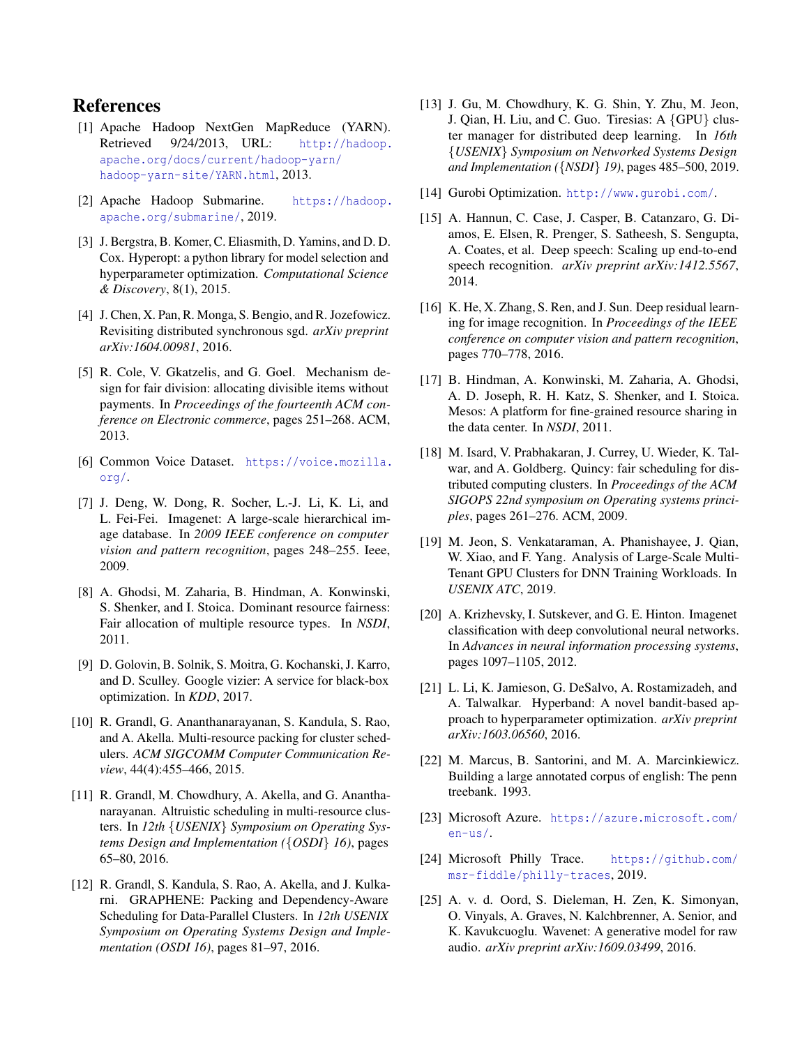# References

[1] Apache Hadoop NextGen MapReduce (YARN). Retrieved 9/24/2013, URL: http://hadoop.apache.org/docs/current/hadoop-yarn/hadoop-yarn-site/YARN.html, 2013.

[2] Apache Hadoop Submarine. https://hadoop.apache.org/submarine/, 2019.

[3] J. Bergstra, B. Komer, C. Eliasmith, D. Yamins, and D. D. Cox. Hyperopt: a python library for model selection and hyperparameter optimization. *Computational Science & Discovery*, 8(1), 2015.

[4] J. Chen, X. Pan, R. Monga, S. Bengio, and R. Jozefowicz. Revisiting distributed synchronous sgd. *arXiv preprint arXiv:1604.00981*, 2016.

[5] R. Cole, V. Gkatzelis, and G. Goel. Mechanism design for fair division: allocating divisible items without payments. In *Proceedings of the fourteenth ACM conference on Electronic commerce*, pages 251–268. ACM, 2013.

[6] Common Voice Dataset. https://voice.mozilla.org/.

[7] J. Deng, W. Dong, R. Socher, L.-J. Li, K. Li, and L. Fei-Fei. Imagenet: A large-scale hierarchical image database. In *2009 IEEE conference on computer vision and pattern recognition*, pages 248–255. Ieee, 2009.

[8] A. Ghodsi, M. Zaharia, B. Hindman, A. Konwinski, S. Shenker, and I. Stoica. Dominant resource fairness: Fair allocation of multiple resource types. In *NSDI*, 2011.

[9] D. Golovin, B. Solnik, S. Moitra, G. Kochanski, J. Karro, and D. Sculley. Google vizier: A service for black-box optimization. In *KDD*, 2017.

[10] R. Grandl, G. Ananthanarayanan, S. Kandula, S. Rao, and A. Akella. Multi-resource packing for cluster schedulers. *ACM SIGCOMM Computer Communication Review*, 44(4):455–466, 2015.

[11] R. Grandl, M. Chowdhury, A. Akella, and G. Ananthanarayanan. Altruistic scheduling in multi-resource clusters. In *12th {USENIX} Symposium on Operating Systems Design and Implementation ({OSDI} 16)*, pages 65–80, 2016.

[12] R. Grandl, S. Kandula, S. Rao, A. Akella, and J. Kulkarni. GRAPHENE: Packing and Dependency-Aware Scheduling for Data-Parallel Clusters. In *12th USENIX Symposium on Operating Systems Design and Implementation (OSDI 16)*, pages 81–97, 2016.

[13] J. Gu, M. Chowdhury, K. G. Shin, Y. Zhu, M. Jeon, J. Qian, H. Liu, and C. Guo. Tiresias: A {GPU} cluster manager for distributed deep learning. In *16th {USENIX} Symposium on Networked Systems Design and Implementation ({NSDI} 19)*, pages 485–500, 2019.

[14] Gurobi Optimization. http://www.gurobi.com/.

[15] A. Hannun, C. Case, J. Casper, B. Catanzaro, G. Diamos, E. Elsen, R. Prenger, S. Satheesh, S. Sengupta, A. Coates, et al. Deep speech: Scaling up end-to-end speech recognition. *arXiv preprint arXiv:1412.5567*, 2014.

[16] K. He, X. Zhang, S. Ren, and J. Sun. Deep residual learning for image recognition. In *Proceedings of the IEEE conference on computer vision and pattern recognition*, pages 770–778, 2016.

[17] B. Hindman, A. Konwinski, M. Zaharia, A. Ghodsi, A. D. Joseph, R. H. Katz, S. Shenker, and I. Stoica. Mesos: A platform for fine-grained resource sharing in the data center. In *NSDI*, 2011.

[18] M. Isard, V. Prabhakaran, J. Currey, U. Wieder, K. Talwar, and A. Goldberg. Quincy: fair scheduling for distributed computing clusters. In *Proceedings of the ACM SIGOPS 22nd symposium on Operating systems principles*, pages 261–276. ACM, 2009.

[19] M. Jeon, S. Venkataraman, A. Phanishayee, J. Qian, W. Xiao, and F. Yang. Analysis of Large-Scale Multi-Tenant GPU Clusters for DNN Training Workloads. In *USENIX ATC*, 2019.

[20] A. Krizhevsky, I. Sutskever, and G. E. Hinton. Imagenet classification with deep convolutional neural networks. In *Advances in neural information processing systems*, pages 1097–1105, 2012.

[21] L. Li, K. Jamieson, G. DeSalvo, A. Rostamizadeh, and A. Talwalkar. Hyperband: A novel bandit-based approach to hyperparameter optimization. *arXiv preprint arXiv:1603.06560*, 2016.

[22] M. Marcus, B. Santorini, and M. A. Marcinkiewicz. Building a large annotated corpus of english: The penn treebank. 1993.

[23] Microsoft Azure. https://azure.microsoft.com/en-us/.

[24] Microsoft Philly Trace. https://github.com/msr-fiddle/philly-traces, 2019.

[25] A. v. d. Oord, S. Dieleman, H. Zen, K. Simonyan, O. Vinyals, A. Graves, N. Kalchbrenner, A. Senior, and K. Kavukcuoglu. Wavenet: A generative model for raw audio. *arXiv preprint arXiv:1609.03499*, 2016.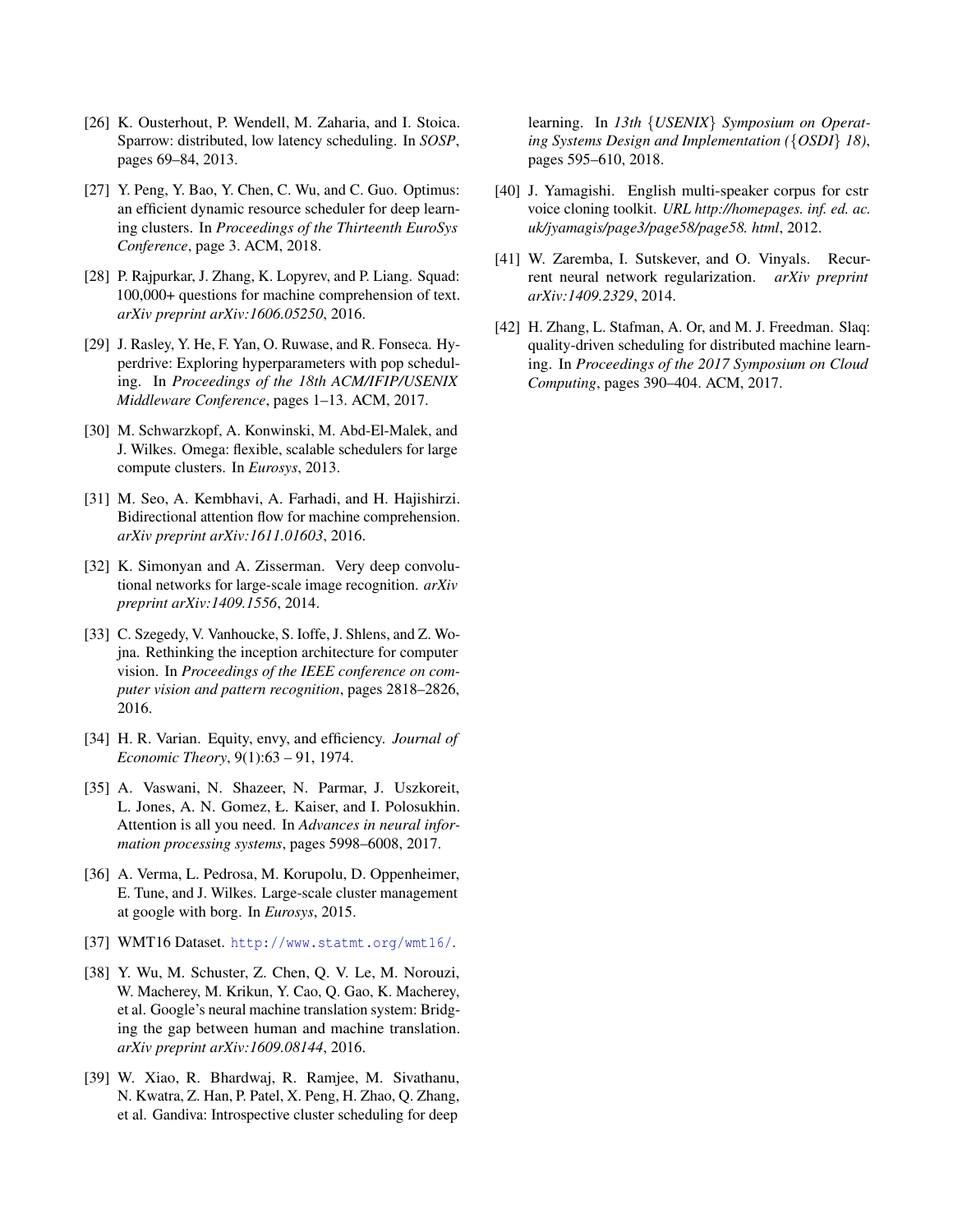[26] K. Ousterhout, P. Wendell, M. Zaharia, and I. Stoica. Sparrow: distributed, low latency scheduling. In *SOSP*, pages 69–84, 2013.

[27] Y. Peng, Y. Bao, Y. Chen, C. Wu, and C. Guo. Optimus: an efficient dynamic resource scheduler for deep learning clusters. In *Proceedings of the Thirteenth EuroSys Conference*, page 3. ACM, 2018.

[28] P. Rajpurkar, J. Zhang, K. Lopyrev, and P. Liang. Squad: 100,000+ questions for machine comprehension of text. *arXiv preprint arXiv:1606.05250*, 2016.

[29] J. Rasley, Y. He, F. Yan, O. Ruwase, and R. Fonseca. Hyperdrive: Exploring hyperparameters with pop scheduling. In *Proceedings of the 18th ACM/IFIP/USENIX Middleware Conference*, pages 1–13. ACM, 2017.

[30] M. Schwarzkopf, A. Konwinski, M. Abd-El-Malek, and J. Wilkes. Omega: flexible, scalable schedulers for large compute clusters. In *Eurosys*, 2013.

[31] M. Seo, A. Kembhavi, A. Farhadi, and H. Hajishirzi. Bidirectional attention flow for machine comprehension. *arXiv preprint arXiv:1611.01603*, 2016.

[32] K. Simonyan and A. Zisserman. Very deep convolutional networks for large-scale image recognition. *arXiv preprint arXiv:1409.1556*, 2014.

[33] C. Szegedy, V. Vanhoucke, S. Ioffe, J. Shlens, and Z. Wojna. Rethinking the inception architecture for computer vision. In *Proceedings of the IEEE conference on computer vision and pattern recognition*, pages 2818–2826, 2016.

[34] H. R. Varian. Equity, envy, and efficiency. *Journal of Economic Theory*, 9(1):63 – 91, 1974.

[35] A. Vaswani, N. Shazeer, N. Parmar, J. Uszkoreit, L. Jones, A. N. Gomez, Ł. Kaiser, and I. Polosukhin. Attention is all you need. In *Advances in neural information processing systems*, pages 5998–6008, 2017.

[36] A. Verma, L. Pedrosa, M. Korupolu, D. Oppenheimer, E. Tune, and J. Wilkes. Large-scale cluster management at google with borg. In *Eurosys*, 2015.

[37] WMT16 Dataset. http://www.statmt.org/wmt16/.

[38] Y. Wu, M. Schuster, Z. Chen, Q. V. Le, M. Norouzi, W. Macherey, M. Krikun, Y. Cao, Q. Gao, K. Macherey, et al. Google's neural machine translation system: Bridging the gap between human and machine translation. *arXiv preprint arXiv:1609.08144*, 2016.

[39] W. Xiao, R. Bhardwaj, R. Ramjee, M. Sivathanu, N. Kwatra, Z. Han, P. Patel, X. Peng, H. Zhao, Q. Zhang, et al. Gandiva: Introspective cluster scheduling for deep learning. In *13th {USENIX} Symposium on Operating Systems Design and Implementation ({OSDI} 18)*, pages 595–610, 2018.

[40] J. Yamagishi. English multi-speaker corpus for cstr voice cloning toolkit. *URL http://homepages. inf. ed. ac. uk/jyamagis/page3/page58/page58. html*, 2012.

[41] W. Zaremba, I. Sutskever, and O. Vinyals. Recurrent neural network regularization. *arXiv preprint arXiv:1409.2329*, 2014.

[42] H. Zhang, L. Stafman, A. Or, and M. J. Freedman. Slaq: quality-driven scheduling for distributed machine learning. In *Proceedings of the 2017 Symposium on Cloud Computing*, pages 390–404. ACM, 2017.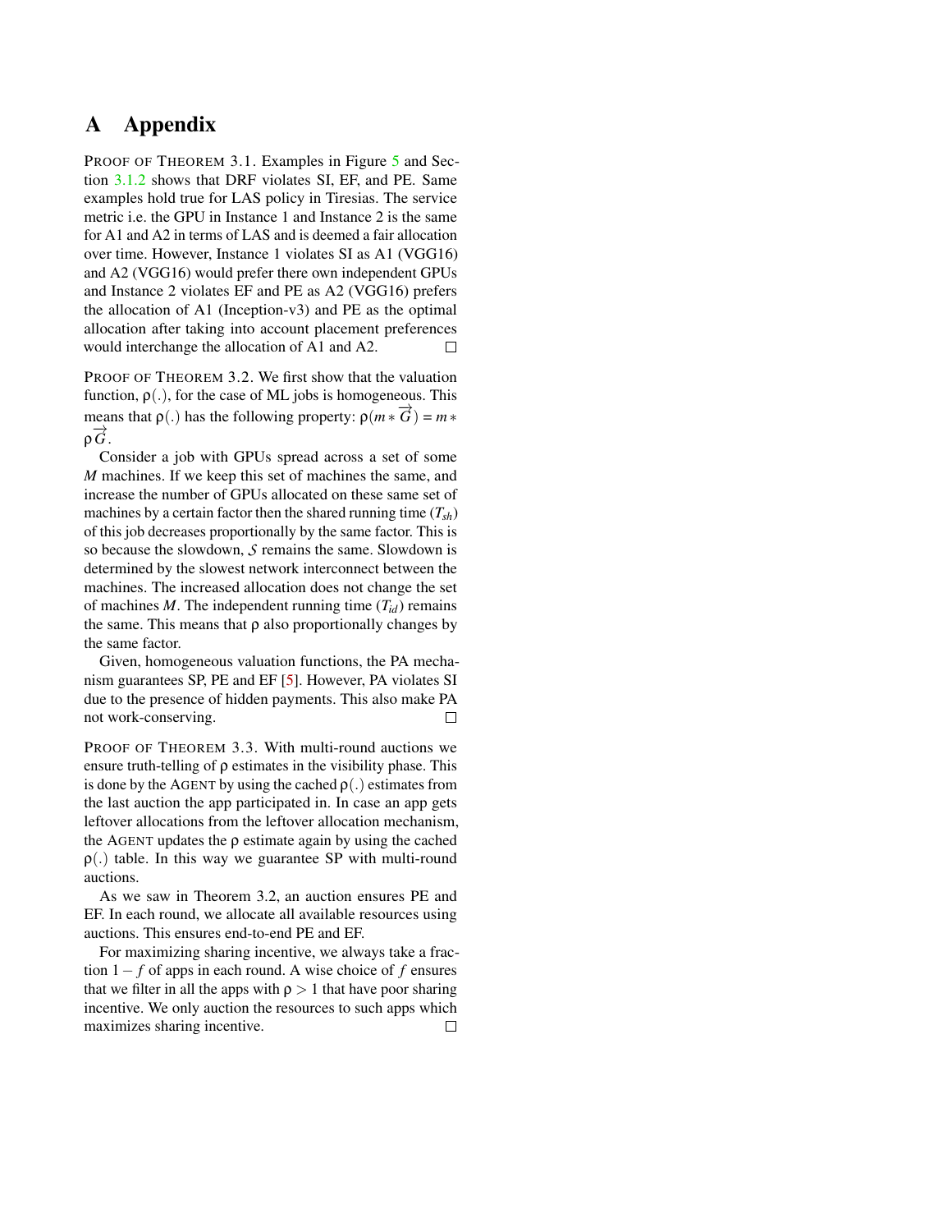# A Appendix

PROOF OF THEOREM 3.1. Examples in Figure 5 and Section 3.1.2 shows that DRF violates SI, EF, and PE. Same examples hold true for LAS policy in Tiresias. The service metric i.e. the GPU in Instance 1 and Instance 2 is the same for A1 and A2 in terms of LAS and is deemed a fair allocation over time. However, Instance 1 violates SI as A1 (VGG16) and A2 (VGG16) would prefer there own independent GPUs and Instance 2 violates EF and PE as A2 (VGG16) prefers the allocation of A1 (Inception-v3) and PE as the optimal allocation after taking into account placement preferences would interchange the allocation of A1 and A2. □

PROOF OF THEOREM 3.2. We first show that the valuation function, $\rho(.)$, for the case of ML jobs is homogeneous. This means that $\rho(.)$ has the following property: $\rho(m * \overrightarrow{G}) = m * \rho\overrightarrow{G}$.

Consider a job with GPUs spread across a set of some $M$ machines. If we keep this set of machines the same, and increase the number of GPUs allocated on these same set of machines by a certain factor then the shared running time ($T_{sh}$) of this job decreases proportionally by the same factor. This is so because the slowdown, $\mathcal{S}$ remains the same. Slowdown is determined by the slowest network interconnect between the machines. The increased allocation does not change the set of machines $M$. The independent running time ($T_{id}$) remains the same. This means that $\rho$ also proportionally changes by the same factor.

Given, homogeneous valuation functions, the PA mechanism guarantees SP, PE and EF [5]. However, PA violates SI due to the presence of hidden payments. This also make PA not work-conserving. □

PROOF OF THEOREM 3.3. With multi-round auctions we ensure truth-telling of $\rho$ estimates in the visibility phase. This is done by the AGENT by using the cached $\rho(.)$ estimates from the last auction the app participated in. In case an app gets leftover allocations from the leftover allocation mechanism, the AGENT updates the $\rho$ estimate again by using the cached $\rho(.)$ table. In this way we guarantee SP with multi-round auctions.

As we saw in Theorem 3.2, an auction ensures PE and EF. In each round, we allocate all available resources using auctions. This ensures end-to-end PE and EF.

For maximizing sharing incentive, we always take a fraction $1-f$ of apps in each round. A wise choice of $f$ ensures that we filter in all the apps with $\rho > 1$ that have poor sharing incentive. We only auction the resources to such apps which maximizes sharing incentive. □